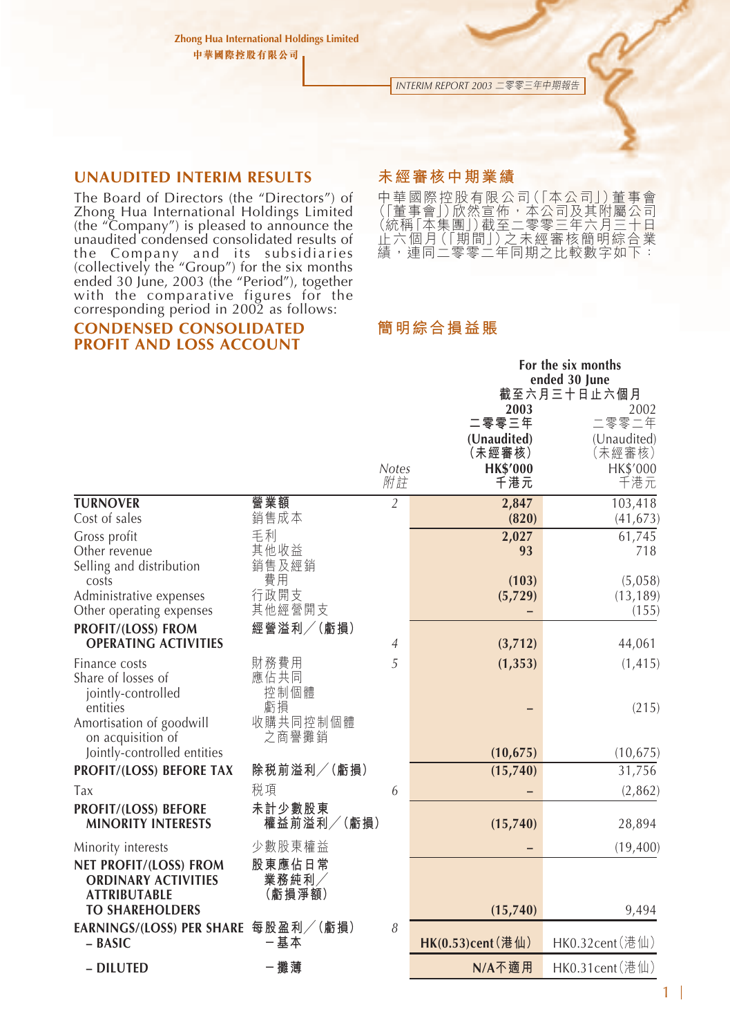## UNAUDITED INTERIM RESULTS

The Board of Directors (the "Directors") of Zhong Hua International Holdings Limited (the "Company") is pleased to announce the unaudited condensed consolidated results of the Company and its subsidiaries (collectively the "Group") for the six months ended 30 June, 2003 (the "Period"), together with the comparative figures for the corresponding period in 2002 as follows:

## 未經審核中期業績

中華國際控股有限公司(「本公司」)董事會(「董事會」)欣然宣佈，本公司及其附屬公司(統稱「本集團」)截至二零零三年六月三十日止六個月(「期間」)之未經審核簡明綜合業績，連同二零零二年同期之比較數字如下：

## CONDENSED CONSOLIDATED PROFIT AND LOSS ACCOUNT

## 簡明綜合損益賬

| | | Notes 附註 | For the six months ended 30 June 截至六月三十日止六個月 2003 二零零三年 (Unaudited) (未經審核) HK$'000 千港元 | 2002 二零零二年 (Unaudited) (未經審核) HK$'000 千港元 |
|---|---|---|---|---|
| **TURNOVER** | **營業額** | 2 | **2,847** | 103,418 |
| Cost of sales | 銷售成本 | | **(820)** | (41,673) |
| Gross profit | 毛利 | | **2,027** | 61,745 |
| Other revenue | 其他收益 | | **93** | 718 |
| Selling and distribution costs | 銷售及經銷費用 | | **(103)** | (5,058) |
| Administrative expenses | 行政開支 | | **(5,729)** | (13,189) |
| Other operating expenses | 其他經營開支 | | **–** | (155) |
| **PROFIT/(LOSS) FROM OPERATING ACTIVITIES** | **經營溢利╱(虧損)** | 4 | **(3,712)** | 44,061 |
| Finance costs | 財務費用 | 5 | **(1,353)** | (1,415) |
| Share of losses of jointly-controlled entities | 應佔共同控制個體虧損 | | **–** | (215) |
| Amortisation of goodwill on acquisition of Jointly-controlled entities | 收購共同控制個體之商譽攤銷 | | **(10,675)** | (10,675) |
| **PROFIT/(LOSS) BEFORE TAX** | **除税前溢利╱(虧損)** | | **(15,740)** | 31,756 |
| Tax | 税項 | 6 | **–** | (2,862) |
| **PROFIT/(LOSS) BEFORE MINORITY INTERESTS** | **未計少數股東權益前溢利╱(虧損)** | | **(15,740)** | 28,894 |
| Minority interests | 少數股東權益 | | **–** | (19,400) |
| **NET PROFIT/(LOSS) FROM ORDINARY ACTIVITIES ATTRIBUTABLE TO SHAREHOLDERS** | **股東應佔日常業務純利╱(虧損淨額)** | | **(15,740)** | 9,494 |
| **EARNINGS/(LOSS) PER SHARE – BASIC** | **每股盈利╱(虧損) –基本** | 8 | **HK(0.53)cent(港仙)** | HK0.32cent(港仙) |
| **– DILUTED** | **–攤薄** | | **N/A不適用** | HK0.31cent(港仙) |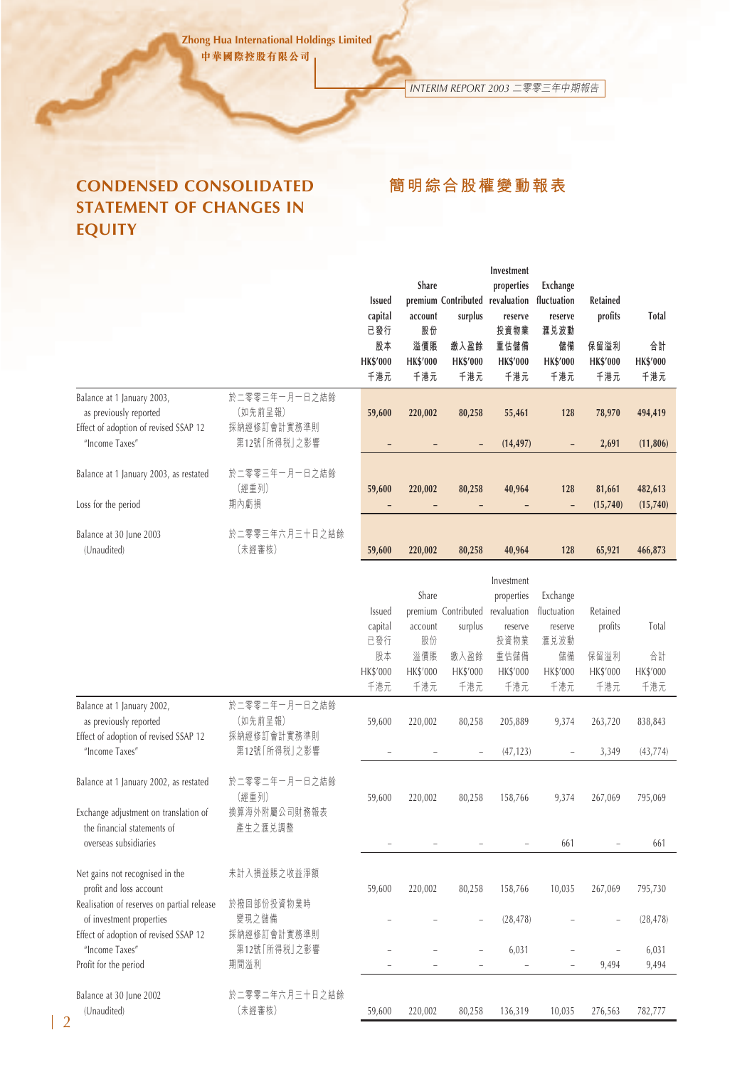# CONDENSED CONSOLIDATED STATEMENT OF CHANGES IN EQUITY

# 簡明綜合股權變動報表

| | | Issued capital 已發行股本 HK\$'000 千港元 | Share premium account 股份溢價賬 HK\$'000 千港元 | Contributed surplus 繳入盈餘 HK\$'000 千港元 | Investment properties revaluation reserve 投資物業重估儲備 HK\$'000 千港元 | Exchange fluctuation reserve 滙兌波動儲備 HK\$'000 千港元 | Retained profits 保留溢利 HK\$'000 千港元 | Total 合計 HK\$'000 千港元 |
|---|---|---|---|---|---|---|---|---|
| Balance at 1 January 2003, as previously reported | 於二零零三年一月一日之結餘（如先前呈報） | **59,600** | **220,002** | **80,258** | **55,461** | **128** | **78,970** | **494,419** |
| Effect of adoption of revised SSAP 12 "Income Taxes" | 採納經修訂會計實務準則第12號「所得税」之影響 | **–** | **–** | **–** | **(14,497)** | **–** | **2,691** | **(11,806)** |
| Balance at 1 January 2003, as restated | 於二零零三年一月一日之結餘（經重列） | **59,600** | **220,002** | **80,258** | **40,964** | **128** | **81,661** | **482,613** |
| Loss for the period | 期內虧損 | **–** | **–** | **–** | **–** | **–** | **(15,740)** | **(15,740)** |
| Balance at 30 June 2003 (Unaudited) | 於二零零三年六月三十日之結餘（未經審核） | **59,600** | **220,002** | **80,258** | **40,964** | **128** | **65,921** | **466,873** |

| | | Issued capital 已發行股本 HK\$'000 千港元 | Share premium account 股份溢價賬 HK\$'000 千港元 | Contributed surplus 繳入盈餘 HK\$'000 千港元 | Investment properties revaluation reserve 投資物業重估儲備 HK\$'000 千港元 | Exchange fluctuation reserve 滙兌波動儲備 HK\$'000 千港元 | Retained profits 保留溢利 HK\$'000 千港元 | Total 合計 HK\$'000 千港元 |
|---|---|---|---|---|---|---|---|---|
| Balance at 1 January 2002, as previously reported | 於二零零二年一月一日之結餘（如先前呈報） | 59,600 | 220,002 | 80,258 | 205,889 | 9,374 | 263,720 | 838,843 |
| Effect of adoption of revised SSAP 12 "Income Taxes" | 採納經修訂會計實務準則第12號「所得税」之影響 | – | – | – | (47,123) | – | 3,349 | (43,774) |
| Balance at 1 January 2002, as restated | 於二零零二年一月一日之結餘（經重列） | 59,600 | 220,002 | 80,258 | 158,766 | 9,374 | 267,069 | 795,069 |
| Exchange adjustment on translation of the financial statements of overseas subsidiaries | 換算海外附屬公司財務報表產生之滙兌調整 | – | – | – | – | 661 | – | 661 |
| Net gains not recognised in the profit and loss account | 未計入損益賬之收益淨額 | 59,600 | 220,002 | 80,258 | 158,766 | 10,035 | 267,069 | 795,730 |
| Realisation of reserves on partial release of investment properties | 於撥回部份投資物業時變現之儲備 | – | – | – | (28,478) | – | – | (28,478) |
| Effect of adoption of revised SSAP 12 "Income Taxes" | 採納經修訂會計實務準則第12號「所得税」之影響 | – | – | – | 6,031 | – | – | 6,031 |
| Profit for the period | 期間溢利 | – | – | – | – | – | 9,494 | 9,494 |
| Balance at 30 June 2002 (Unaudited) | 於二零零二年六月三十日之結餘（未經審核） | 59,600 | 220,002 | 80,258 | 136,319 | 10,035 | 276,563 | 782,777 |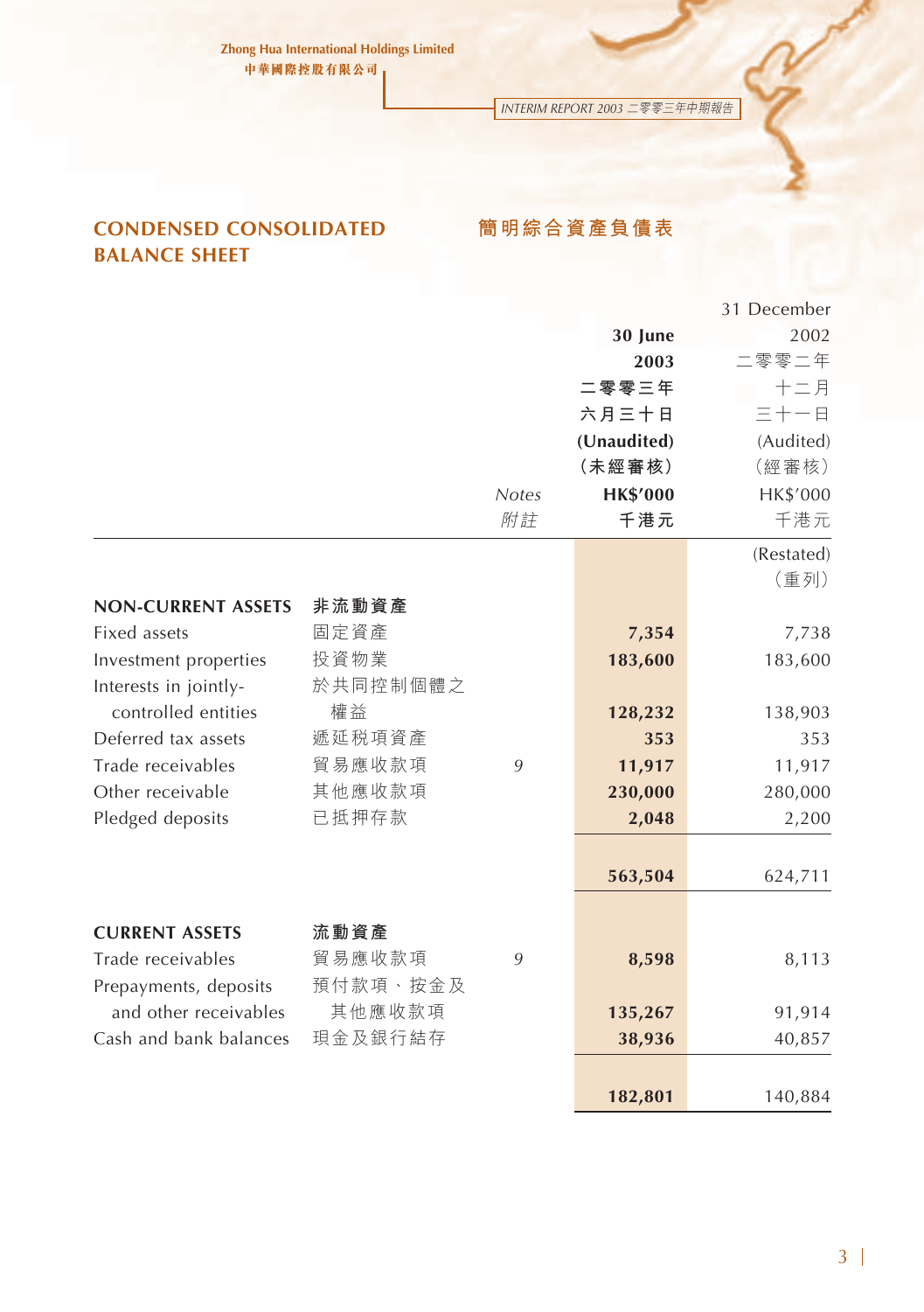# CONDENSED CONSOLIDATED BALANCE SHEET

# 簡明綜合資產負債表

| | | Notes<br>附註 | 30 June 2003<br>二零零三年六月三十日<br>(Unaudited)<br>(未經審核)<br>HK$'000<br>千港元 | 31 December 2002<br>二零零二年十二月三十一日<br>(Audited)<br>(經審核)<br>HK$'000<br>千港元 |
|---|---|---|---|---|
| | | | | (Restated)<br>(重列) |
| **NON-CURRENT ASSETS** | **非流動資產** | | | |
| Fixed assets | 固定資產 | | **7,354** | 7,738 |
| Investment properties | 投資物業 | | **183,600** | 183,600 |
| Interests in jointly-controlled entities | 於共同控制個體之權益 | | **128,232** | 138,903 |
| Deferred tax assets | 遞延税項資產 | | **353** | 353 |
| Trade receivables | 貿易應收款項 | 9 | **11,917** | 11,917 |
| Other receivable | 其他應收款項 | | **230,000** | 280,000 |
| Pledged deposits | 已抵押存款 | | **2,048** | 2,200 |
| | | | **563,504** | 624,711 |
| **CURRENT ASSETS** | **流動資產** | | | |
| Trade receivables | 貿易應收款項 | 9 | **8,598** | 8,113 |
| Prepayments, deposits and other receivables | 預付款項、按金及其他應收款項 | | **135,267** | 91,914 |
| Cash and bank balances | 現金及銀行結存 | | **38,936** | 40,857 |
| | | | **182,801** | 140,884 |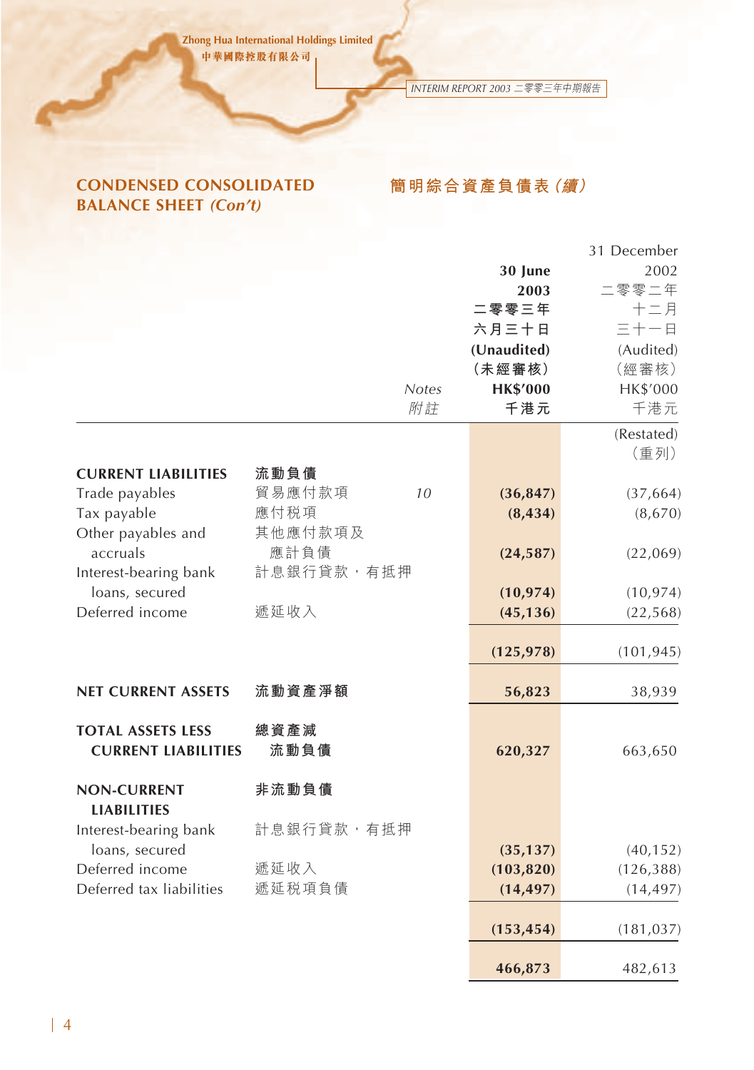## CONDENSED CONSOLIDATED BALANCE SHEET *(Con't)*

## 簡明綜合資產負債表 *(續)*

| | | Notes 附註 | 30 June 2003 二零零三年六月三十日 (Unaudited) (未經審核) HK$'000 千港元 | 31 December 2002 二零零二年十二月三十一日 (Audited) (經審核) HK$'000 千港元 |
|---|---|---|---|---|
| | | | | (Restated) (重列) |
| **CURRENT LIABILITIES** | **流動負債** | | | |
| Trade payables | 貿易應付款項 | *10* | **(36,847)** | (37,664) |
| Tax payable | 應付税項 | | **(8,434)** | (8,670) |
| Other payables and accruals | 其他應付款項及應計負債 | | **(24,587)** | (22,069) |
| Interest-bearing bank loans, secured | 計息銀行貸款，有抵押 | | **(10,974)** | (10,974) |
| Deferred income | 遞延收入 | | **(45,136)** | (22,568) |
| | | | **(125,978)** | (101,945) |
| **NET CURRENT ASSETS** | **流動資產淨額** | | **56,823** | 38,939 |
| **TOTAL ASSETS LESS CURRENT LIABILITIES** | **總資產減流動負債** | | **620,327** | 663,650 |
| **NON-CURRENT LIABILITIES** | **非流動負債** | | | |
| Interest-bearing bank loans, secured | 計息銀行貸款，有抵押 | | **(35,137)** | (40,152) |
| Deferred income | 遞延收入 | | **(103,820)** | (126,388) |
| Deferred tax liabilities | 遞延税項負債 | | **(14,497)** | (14,497) |
| | | | **(153,454)** | (181,037) |
| | | | **466,873** | 482,613 |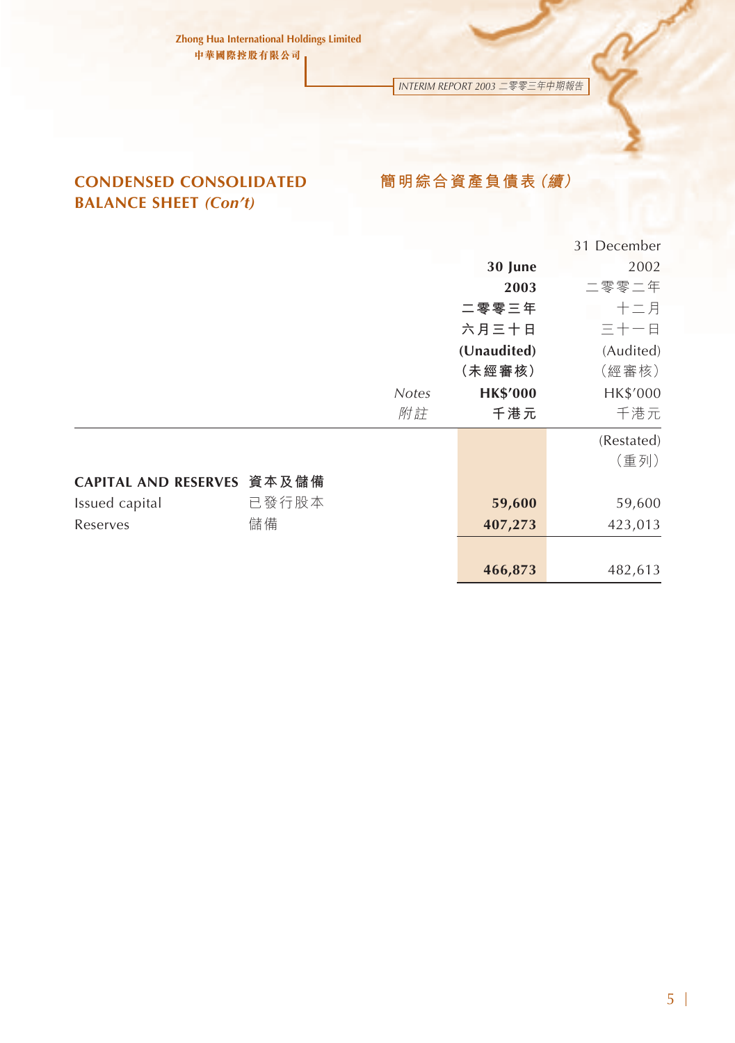## CONDENSED CONSOLIDATED BALANCE SHEET *(Con't)*

## 簡明綜合資產負債表 *(續)*

| | | Notes 附註 | 30 June 2003 二零零三年六月三十日 (Unaudited) (未經審核) HK$'000 千港元 | 31 December 2002 二零零二年十二月三十一日 (Audited) (經審核) HK$'000 千港元 |
|---|---|---|---|---|
| | | | | (Restated) (重列) |
| **CAPITAL AND RESERVES** | **資本及儲備** | | | |
| Issued capital | 已發行股本 | | **59,600** | 59,600 |
| Reserves | 儲備 | | **407,273** | 423,013 |
| | | | **466,873** | 482,613 |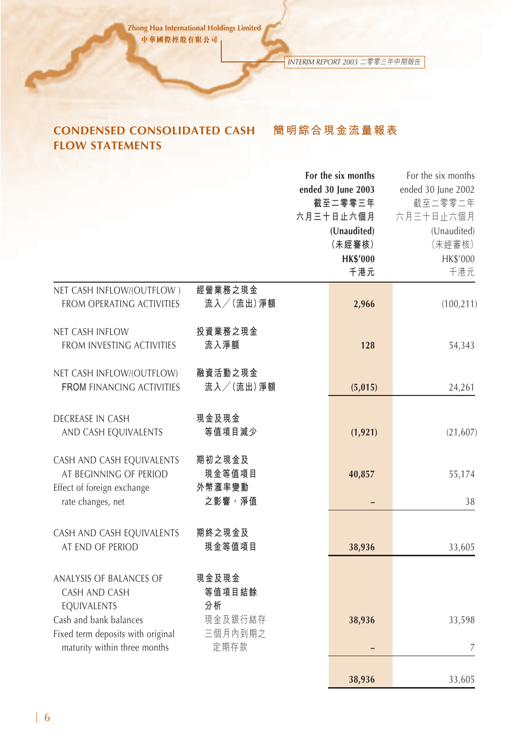## CONDENSED CONSOLIDATED CASH FLOW STATEMENTS 簡明綜合現金流量報表

| | | For the six months ended 30 June 2003 截至二零零三年六月三十日止六個月 (Unaudited) (未經審核) HK$'000 千港元 | For the six months ended 30 June 2002 截至二零零二年六月三十日止六個月 (Unaudited) (未經審核) HK$'000 千港元 |
|---|---|---|---|
| NET CASH INFLOW/(OUTFLOW) FROM OPERATING ACTIVITIES | 經營業務之現金流入／(流出)淨額 | **2,966** | (100,211) |
| NET CASH INFLOW FROM INVESTING ACTIVITIES | 投資業務之現金流入淨額 | **128** | 54,343 |
| NET CASH INFLOW/(OUTFLOW) FROM FINANCING ACTIVITIES | 融資活動之現金流入／(流出)淨額 | **(5,015)** | 24,261 |
| DECREASE IN CASH AND CASH EQUIVALENTS | 現金及現金等值項目減少 | **(1,921)** | (21,607) |
| CASH AND CASH EQUIVALENTS AT BEGINNING OF PERIOD | 期初之現金及現金等值項目 | **40,857** | 55,174 |
| Effect of foreign exchange rate changes, net | 外幣滙率變動之影響，淨值 | **–** | 38 |
| CASH AND CASH EQUIVALENTS AT END OF PERIOD | 期終之現金及現金等值項目 | **38,936** | 33,605 |
| ANALYSIS OF BALANCES OF CASH AND CASH EQUIVALENTS | 現金及現金等值項目結餘分析 | | |
| Cash and bank balances | 現金及銀行結存 | **38,936** | 33,598 |
| Fixed term deposits with original maturity within three months | 三個月內到期之定期存款 | **–** | 7 |
| | | **38,936** | 33,605 |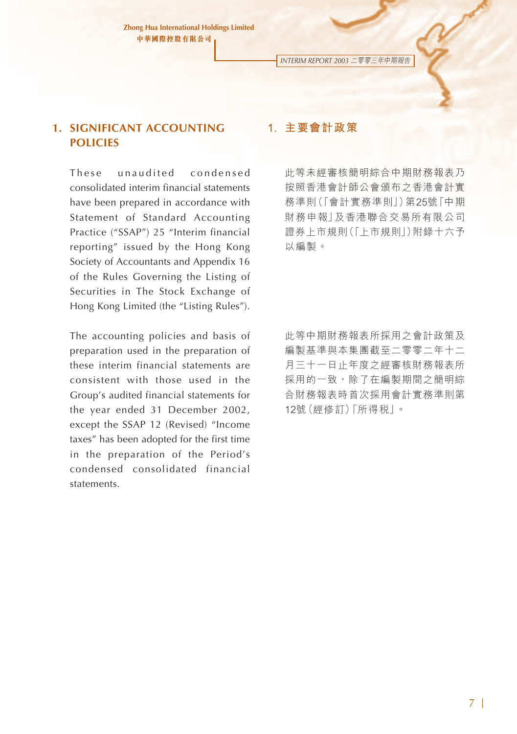## 1. SIGNIFICANT ACCOUNTING POLICIES

These unaudited condensed consolidated interim financial statements have been prepared in accordance with Statement of Standard Accounting Practice ("SSAP") 25 "Interim financial reporting" issued by the Hong Kong Society of Accountants and Appendix 16 of the Rules Governing the Listing of Securities in The Stock Exchange of Hong Kong Limited (the "Listing Rules").

The accounting policies and basis of preparation used in the preparation of these interim financial statements are consistent with those used in the Group's audited financial statements for the year ended 31 December 2002, except the SSAP 12 (Revised) "Income taxes" has been adopted for the first time in the preparation of the Period's condensed consolidated financial statements.

## 1. 主要會計政策

此等未經審核簡明綜合中期財務報表乃按照香港會計師公會頒布之香港會計實務準則(「會計實務準則」)第25號「中期財務申報」及香港聯合交易所有限公司證券上市規則(「上市規則」)附錄十六予以編製。

此等中期財務報表所採用之會計政策及編製基準與本集團截至二零零二年十二月三十一日止年度之經審核財務報表所採用的一致，除了在編製期間之簡明綜合財務報表時首次採用會計實務準則第12號(經修訂)「所得稅」。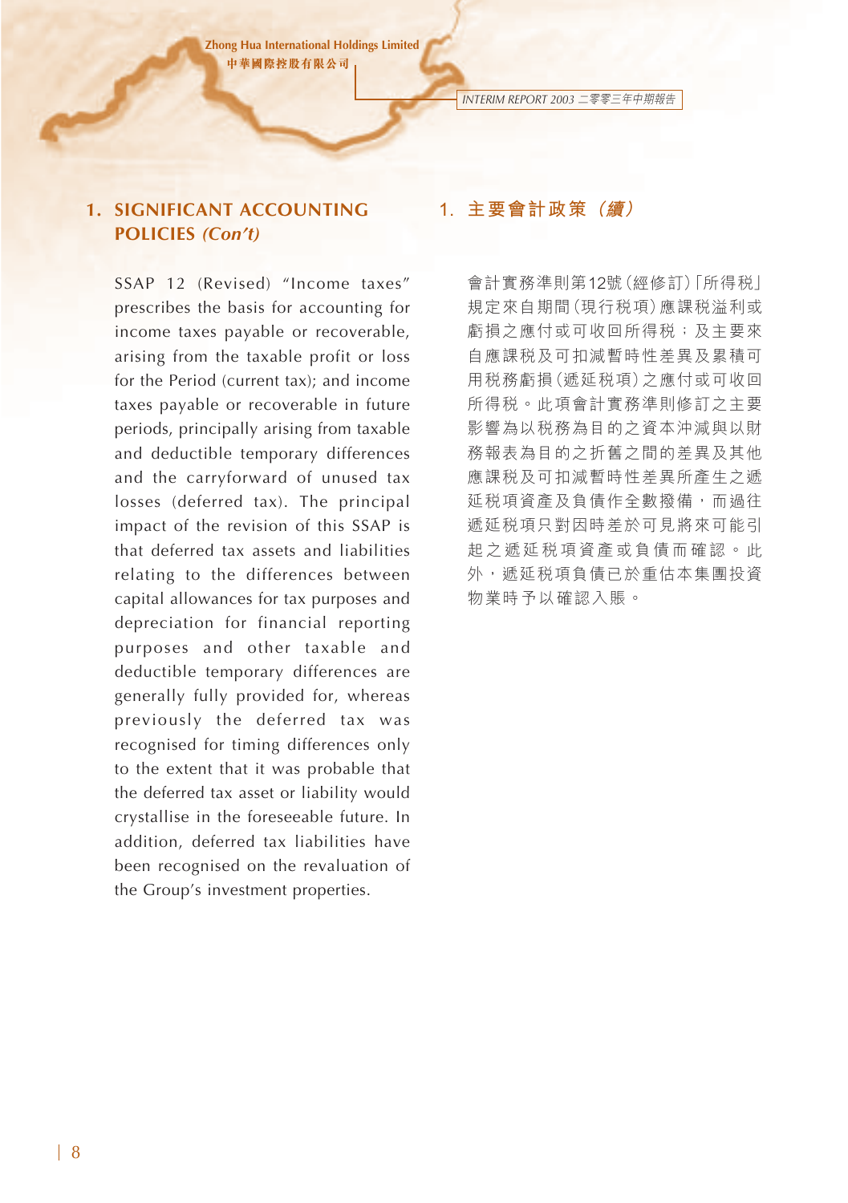## 1. SIGNIFICANT ACCOUNTING POLICIES *(Con't)*

SSAP 12 (Revised) "Income taxes" prescribes the basis for accounting for income taxes payable or recoverable, arising from the taxable profit or loss for the Period (current tax); and income taxes payable or recoverable in future periods, principally arising from taxable and deductible temporary differences and the carryforward of unused tax losses (deferred tax). The principal impact of the revision of this SSAP is that deferred tax assets and liabilities relating to the differences between capital allowances for tax purposes and depreciation for financial reporting purposes and other taxable and deductible temporary differences are generally fully provided for, whereas previously the deferred tax was recognised for timing differences only to the extent that it was probable that the deferred tax asset or liability would crystallise in the foreseeable future. In addition, deferred tax liabilities have been recognised on the revaluation of the Group's investment properties.

## 1. 主要會計政策*（續）*

會計實務準則第12號（經修訂）「所得稅」規定來自期間（現行稅項）應課稅溢利或虧損之應付或可收回所得稅；及主要來自應課稅及可扣減暫時性差異及累積可用稅務虧損（遞延稅項）之應付或可收回所得稅。此項會計實務準則修訂之主要影響為以稅務為目的之資本沖減與以財務報表為目的之折舊之間的差異及其他應課稅及可扣減暫時性差異所產生之遞延稅項資產及負債作全數撥備，而過往遞延稅項只對因時差於可見將來可能引起之遞延稅項資產或負債而確認。此外，遞延稅項負債已於重估本集團投資物業時予以確認入賬。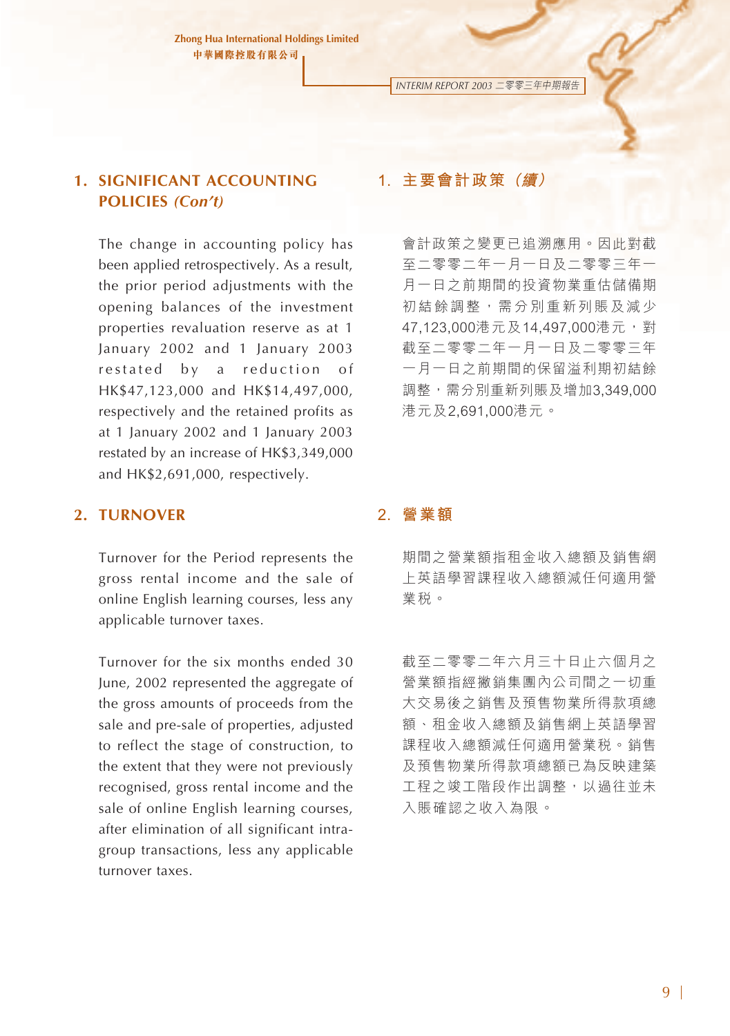## 1. SIGNIFICANT ACCOUNTING POLICIES *(Con't)*

The change in accounting policy has been applied retrospectively. As a result, the prior period adjustments with the opening balances of the investment properties revaluation reserve as at 1 January 2002 and 1 January 2003 restated by a reduction of HK$47,123,000 and HK$14,497,000, respectively and the retained profits as at 1 January 2002 and 1 January 2003 restated by an increase of HK$3,349,000 and HK$2,691,000, respectively.

## 1. 主要會計政策（續）

會計政策之變更已追溯應用。因此對截至二零零二年一月一日及二零零三年一月一日之前期間的投資物業重估儲備期初結餘調整，需分別重新列賬及減少47,123,000港元及14,497,000港元，對截至二零零二年一月一日及二零零三年一月一日之前期間的保留溢利期初結餘調整，需分別重新列賬及增加3,349,000港元及2,691,000港元。

## 2. TURNOVER

Turnover for the Period represents the gross rental income and the sale of online English learning courses, less any applicable turnover taxes.

Turnover for the six months ended 30 June, 2002 represented the aggregate of the gross amounts of proceeds from the sale and pre-sale of properties, adjusted to reflect the stage of construction, to the extent that they were not previously recognised, gross rental income and the sale of online English learning courses, after elimination of all significant intra-group transactions, less any applicable turnover taxes.

## 2. 營業額

期間之營業額指租金收入總額及銷售網上英語學習課程收入總額減任何適用營業税。

截至二零零二年六月三十日止六個月之營業額指經撇銷集團內公司間之一切重大交易後之銷售及預售物業所得款項總額、租金收入總額及銷售網上英語學習課程收入總額減任何適用營業税。銷售及預售物業所得款項總額已為反映建築工程之竣工階段作出調整，以過往並未入賬確認之收入為限。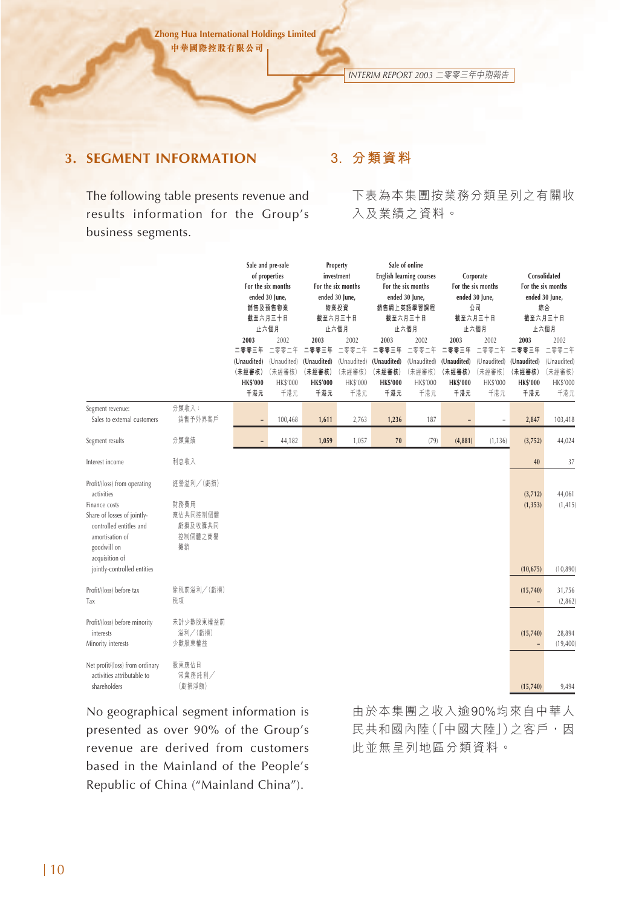## 3. SEGMENT INFORMATION

## 3. 分類資料

The following table presents revenue and results information for the Group's business segments.

下表為本集團按業務分類呈列之有關收入及業績之資料。

| | | Sale and pre-sale of properties For the six months ended 30 June, 銷售及預售物業 截至六月三十日止六個月 | | Property investment For the six months ended 30 June, 物業投資 截至六月三十日止六個月 | | Sale of online English learning courses For the six months ended 30 June, 銷售網上英語學習課程 截至六月三十日止六個月 | | Corporate For the six months ended 30 June, 公司 截至六月三十日止六個月 | | Consolidated For the six months ended 30 June, 綜合 截至六月三十日止六個月 | |
|---|---|---|---|---|---|---|---|---|---|---|---|
| | | 2003 二零零三年 (Unaudited) (未經審核) HK$'000 千港元 | 2002 二零零二年 (Unaudited) (未經審核) HK$'000 千港元 | 2003 二零零三年 (Unaudited) (未經審核) HK$'000 千港元 | 2002 二零零二年 (Unaudited) (未經審核) HK$'000 千港元 | 2003 二零零三年 (Unaudited) (未經審核) HK$'000 千港元 | 2002 二零零二年 (Unaudited) (未經審核) HK$'000 千港元 | 2003 二零零三年 (Unaudited) (未經審核) HK$'000 千港元 | 2002 二零零二年 (Unaudited) (未經審核) HK$'000 千港元 | 2003 二零零三年 (Unaudited) (未經審核) HK$'000 千港元 | 2002 二零零二年 (Unaudited) (未經審核) HK$'000 千港元 |
| Segment revenue: Sales to external customers | 分類收入：銷售予外界客戶 | – | 100,468 | 1,611 | 2,763 | 1,236 | 187 | – | – | 2,847 | 103,418 |
| Segment results | 分類業績 | – | 44,182 | 1,059 | 1,057 | 70 | (79) | (4,881) | (1,136) | (3,752) | 44,024 |
| Interest income | 利息收入 | | | | | | | | | 40 | 37 |
| Profit/(loss) from operating activities | 經營溢利／(虧損) | | | | | | | | | (3,712) | 44,061 |
| Finance costs | 財務費用 | | | | | | | | | (1,353) | (1,415) |
| Share of losses of jointly-controlled entities and amortisation of goodwill on acquisition of jointly-controlled entities | 應佔共同控制個體虧損及收購共同控制個體之商譽攤銷 | | | | | | | | | (10,675) | (10,890) |
| Profit/(loss) before tax | 除稅前溢利／(虧損) | | | | | | | | | (15,740) | 31,756 |
| Tax | 稅項 | | | | | | | | | – | (2,862) |
| Profit/(loss) before minority interests | 未計少數股東權益前溢利／(虧損) | | | | | | | | | (15,740) | 28,894 |
| Minority interests | 少數股東權益 | | | | | | | | | – | (19,400) |
| Net profit/(loss) from ordinary activities attributable to shareholders | 股東應佔日常業務純利／(虧損淨額) | | | | | | | | | (15,740) | 9,494 |

No geographical segment information is presented as over 90% of the Group's revenue are derived from customers based in the Mainland of the People's Republic of China ("Mainland China").

由於本集團之收入逾90%均來自中華人民共和國內陸(「中國大陸」)之客戶，因此並無呈列地區分類資料。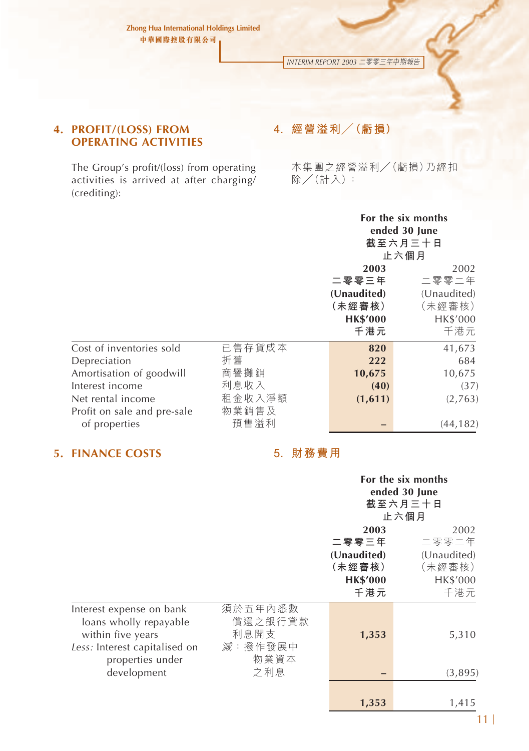## 4. PROFIT/(LOSS) FROM OPERATING ACTIVITIES

## 4. 經營溢利／(虧損)

The Group's profit/(loss) from operating activities is arrived at after charging/(crediting):

本集團之經營溢利／(虧損)乃經扣除／(計入)：

| | | For the six months ended 30 June 截至六月三十日止六個月 | |
|---|---|---|---|
| | | **2003 二零零三年 (Unaudited) (未經審核) HK$'000 千港元** | 2002 二零零二年 (Unaudited) (未經審核) HK$'000 千港元 |
| Cost of inventories sold | 已售存貨成本 | **820** | 41,673 |
| Depreciation | 折舊 | **222** | 684 |
| Amortisation of goodwill | 商譽攤銷 | **10,675** | 10,675 |
| Interest income | 利息收入 | **(40)** | (37) |
| Net rental income | 租金收入淨額 | **(1,611)** | (2,763) |
| Profit on sale and pre-sale of properties | 物業銷售及預售溢利 | **–** | (44,182) |

## 5. FINANCE COSTS

## 5. 財務費用

| | | For the six months ended 30 June 截至六月三十日止六個月 | |
|---|---|---|---|
| | | **2003 二零零三年 (Unaudited) (未經審核) HK$'000 千港元** | 2002 二零零二年 (Unaudited) (未經審核) HK$'000 千港元 |
| Interest expense on bank loans wholly repayable within five years | 須於五年內悉數償還之銀行貸款利息開支 | **1,353** | 5,310 |
| *Less:* Interest capitalised on properties under development | *減*：撥作發展中物業資本之利息 | **–** | (3,895) |
| | | **1,353** | 1,415 |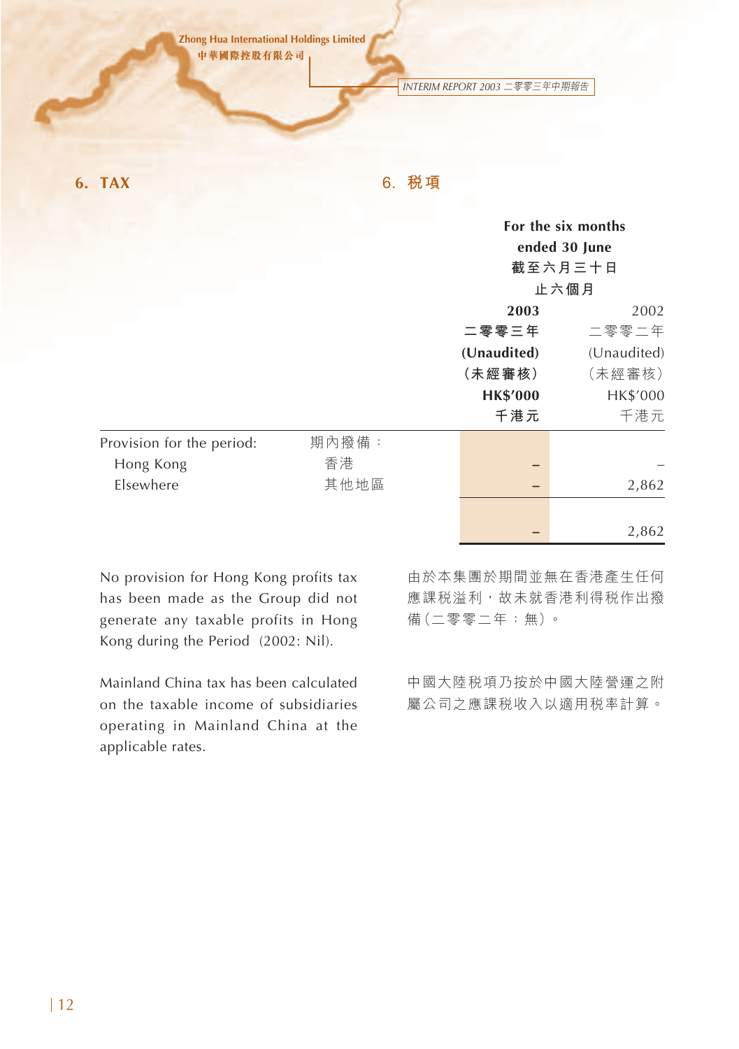## 6. TAX

## 6. 稅項

| | | For the six months ended 30 June 截至六月三十日止六個月 | |
|---|---|---|---|
| | | **2003** **二零零三年** **(Unaudited)** **(未經審核)** **HK$'000** **千港元** | 2002 二零零二年 (Unaudited) (未經審核) HK$'000 千港元 |
| Provision for the period: | 期內撥備： | | |
| Hong Kong | 香港 | **–** | – |
| Elsewhere | 其他地區 | **–** | 2,862 |
| | | **–** | 2,862 |

No provision for Hong Kong profits tax has been made as the Group did not generate any taxable profits in Hong Kong during the Period (2002: Nil).

由於本集團於期間並無在香港產生任何應課稅溢利，故未就香港利得稅作出撥備（二零零二年：無）。

Mainland China tax has been calculated on the taxable income of subsidiaries operating in Mainland China at the applicable rates.

中國大陸稅項乃按於中國大陸營運之附屬公司之應課稅收入以適用稅率計算。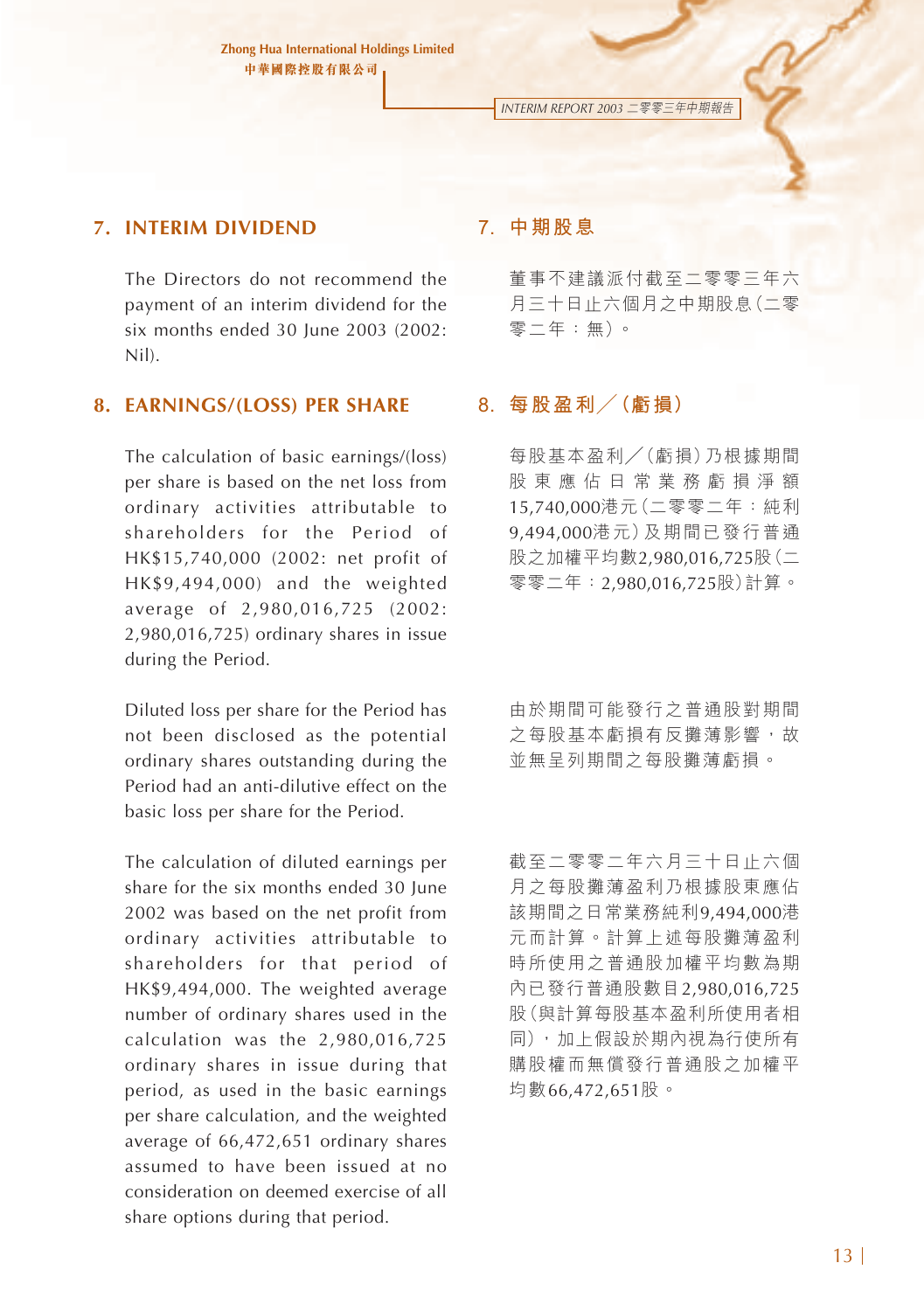## 7. INTERIM DIVIDEND

The Directors do not recommend the payment of an interim dividend for the six months ended 30 June 2003 (2002: Nil).

## 7. 中期股息

董事不建議派付截至二零零三年六月三十日止六個月之中期股息（二零零二年：無）。

## 8. EARNINGS/(LOSS) PER SHARE

The calculation of basic earnings/(loss) per share is based on the net loss from ordinary activities attributable to shareholders for the Period of HK$15,740,000 (2002: net profit of HK$9,494,000) and the weighted average of 2,980,016,725 (2002: 2,980,016,725) ordinary shares in issue during the Period.

Diluted loss per share for the Period has not been disclosed as the potential ordinary shares outstanding during the Period had an anti-dilutive effect on the basic loss per share for the Period.

The calculation of diluted earnings per share for the six months ended 30 June 2002 was based on the net profit from ordinary activities attributable to shareholders for that period of HK$9,494,000. The weighted average number of ordinary shares used in the calculation was the 2,980,016,725 ordinary shares in issue during that period, as used in the basic earnings per share calculation, and the weighted average of 66,472,651 ordinary shares assumed to have been issued at no consideration on deemed exercise of all share options during that period.

## 8. 每股盈利／（虧損）

每股基本盈利／（虧損）乃根據期間股東應佔日常業務虧損淨額15,740,000港元（二零零二年：純利9,494,000港元）及期間已發行普通股之加權平均數2,980,016,725股（二零零二年：2,980,016,725股）計算。

由於期間可能發行之普通股對期間之每股基本虧損有反攤薄影響，故並無呈列期間之每股攤薄虧損。

截至二零零二年六月三十日止六個月之每股攤薄盈利乃根據股東應佔該期間之日常業務純利9,494,000港元而計算。計算上述每股攤薄盈利時所使用之普通股加權平均數為期內已發行普通股數目2,980,016,725股（與計算每股基本盈利所使用者相同），加上假設於期內視為行使所有購股權而無償發行普通股之加權平均數66,472,651股。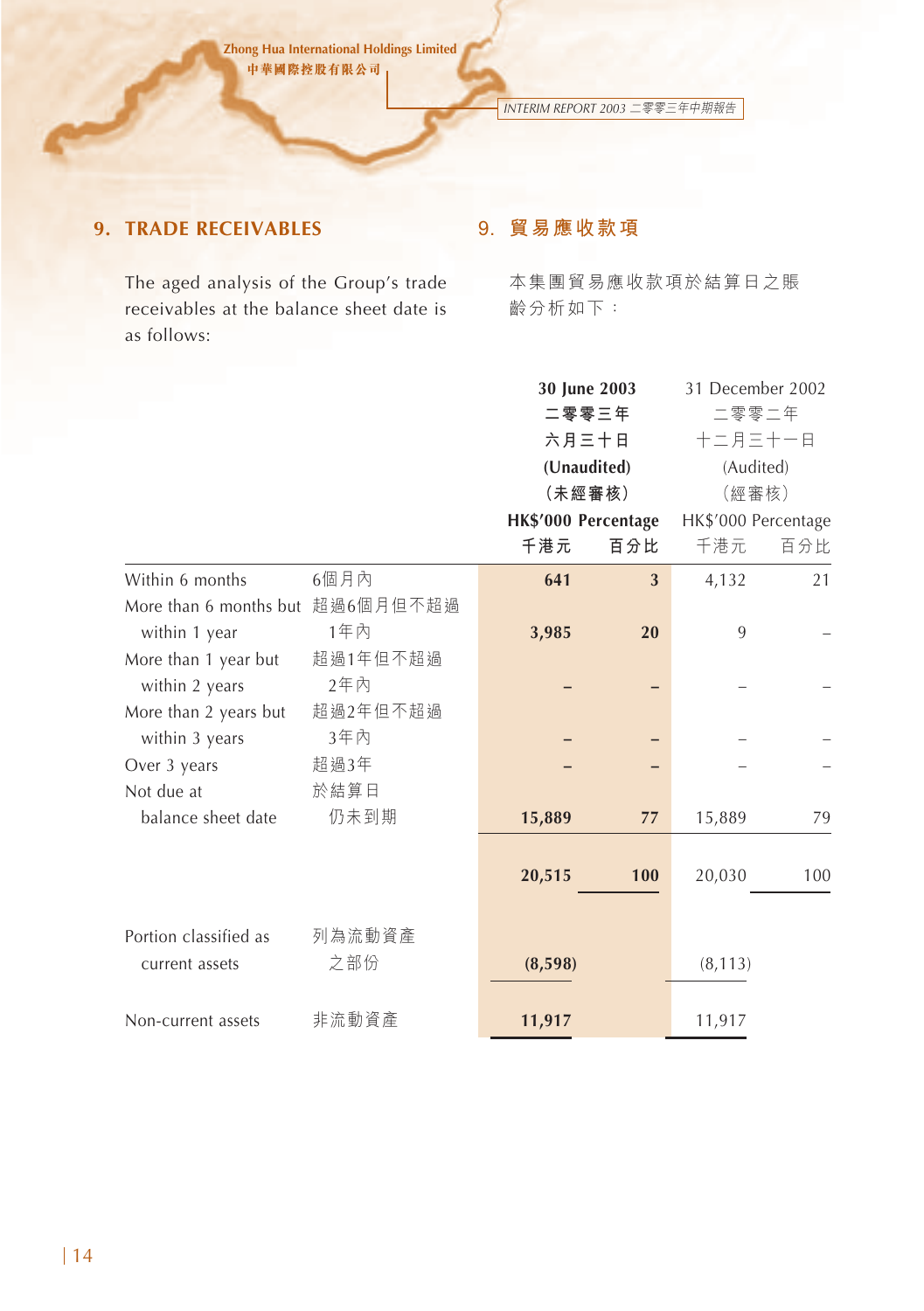## 9. TRADE RECEIVABLES

## 9. 貿易應收款項

The aged analysis of the Group's trade receivables at the balance sheet date is as follows:

本集團貿易應收款項於結算日之賬齡分析如下：

| | | 30 June 2003 二零零三年 六月三十日 (Unaudited) (未經審核) | | 31 December 2002 二零零二年 十二月三十一日 (Audited) (經審核) | |
|---|---|---|---|---|---|
| | | HK$'000 千港元 | Percentage 百分比 | HK$'000 千港元 | Percentage 百分比 |
| Within 6 months | 6個月內 | 641 | 3 | 4,132 | 21 |
| More than 6 months but within 1 year | 超過6個月但不超過1年內 | 3,985 | 20 | 9 | – |
| More than 1 year but within 2 years | 超過1年但不超過2年內 | – | – | – | – |
| More than 2 years but within 3 years | 超過2年但不超過3年內 | – | – | – | – |
| Over 3 years | 超過3年 | – | – | – | – |
| Not due at balance sheet date | 於結算日仍未到期 | 15,889 | 77 | 15,889 | 79 |
| | | 20,515 | 100 | 20,030 | 100 |
| Portion classified as current assets | 列為流動資產之部份 | (8,598) | | (8,113) | |
| Non-current assets | 非流動資產 | 11,917 | | 11,917 | |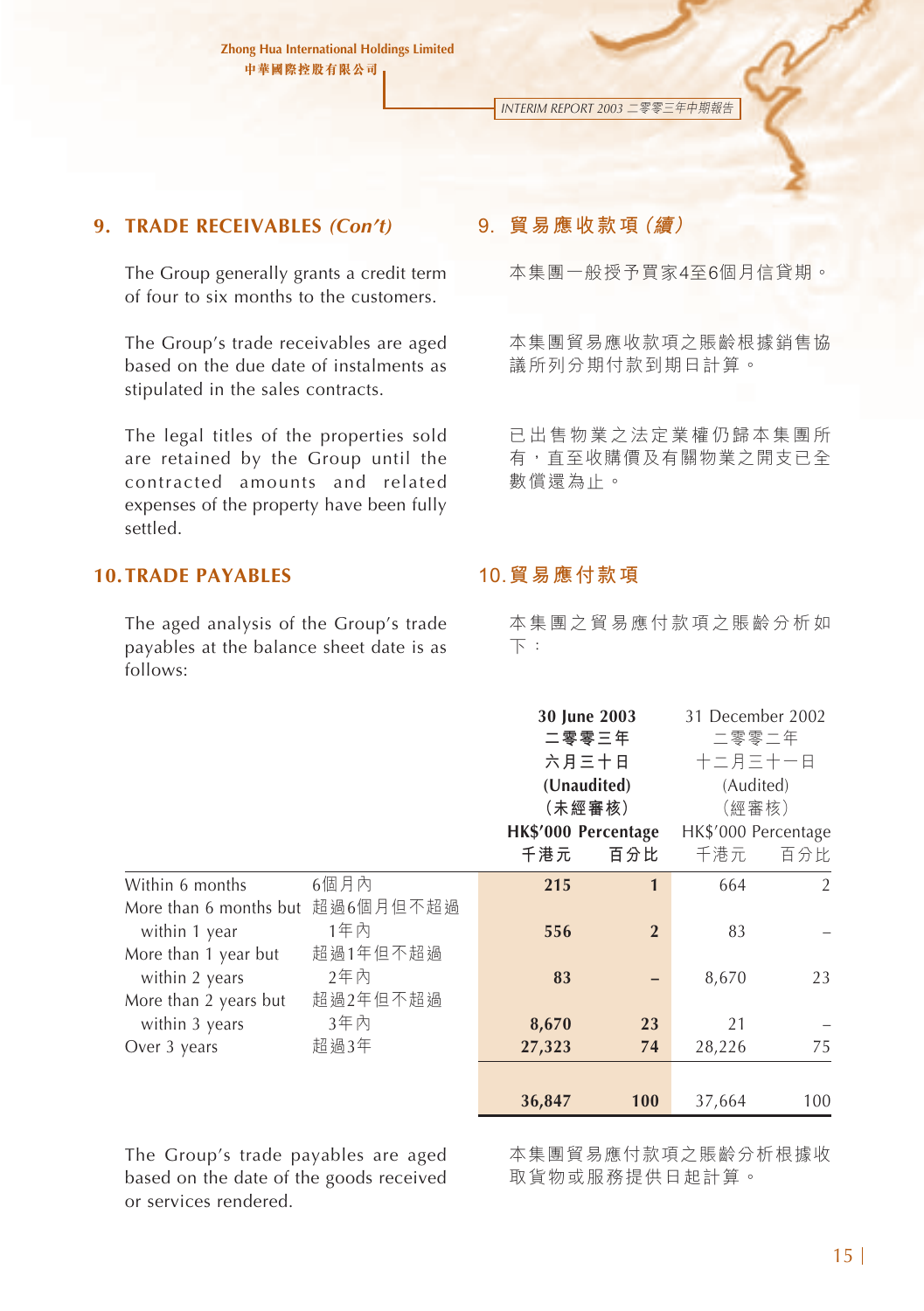## 9. TRADE RECEIVABLES *(Con't)*

## 9. 貿易應收款項（續）

The Group generally grants a credit term of four to six months to the customers.

本集團一般授予買家4至6個月信貸期。

The Group's trade receivables are aged based on the due date of instalments as stipulated in the sales contracts.

本集團貿易應收款項之賬齡根據銷售協議所列分期付款到期日計算。

The legal titles of the properties sold are retained by the Group until the contracted amounts and related expenses of the property have been fully settled.

已出售物業之法定業權仍歸本集團所有，直至收購價及有關物業之開支已全數償還為止。

## 10. TRADE PAYABLES

## 10. 貿易應付款項

The aged analysis of the Group's trade payables at the balance sheet date is as follows:

本集團之貿易應付款項之賬齡分析如下：

| | | **30 June 2003 二零零三年 六月三十日 (Unaudited) (未經審核)** | | 31 December 2002 二零零二年 十二月三十一日 (Audited) (經審核) | |
|---|---|---|---|---|---|
| | | **HK$'000 千港元** | **Percentage 百分比** | HK$'000 千港元 | Percentage 百分比 |
| Within 6 months | 6個月內 | **215** | **1** | 664 | 2 |
| More than 6 months but within 1 year | 超過6個月但不超過1年內 | **556** | **2** | 83 | – |
| More than 1 year but within 2 years | 超過1年但不超過2年內 | **83** | **–** | 8,670 | 23 |
| More than 2 years but within 3 years | 超過2年但不超過3年內 | **8,670** | **23** | 21 | – |
| Over 3 years | 超過3年 | **27,323** | **74** | 28,226 | 75 |
| | | **36,847** | **100** | 37,664 | 100 |

The Group's trade payables are aged based on the date of the goods received or services rendered.

本集團貿易應付款項之賬齡分析根據收取貨物或服務提供日起計算。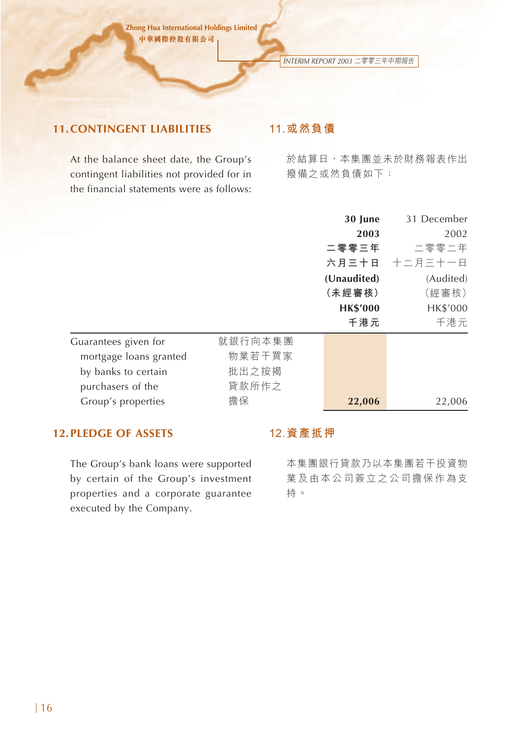## 11. CONTINGENT LIABILITIES

## 11. 或然負債

At the balance sheet date, the Group's contingent liabilities not provided for in the financial statements were as follows:

於結算日，本集團並未於財務報表作出撥備之或然負債如下：

| | | 30 June 2003 二零零三年六月三十日 (Unaudited) (未經審核) HK$'000 千港元 | 31 December 2002 二零零二年十二月三十一日 (Audited) (經審核) HK$'000 千港元 |
|---|---|---|---|
| Guarantees given for mortgage loans granted by banks to certain purchasers of the Group's properties | 就銀行向本集團物業若干買家批出之按揭貸款所作之擔保 | **22,006** | 22,006 |

## 12. PLEDGE OF ASSETS

## 12. 資產抵押

The Group's bank loans were supported by certain of the Group's investment properties and a corporate guarantee executed by the Company.

本集團銀行貸款乃以本集團若干投資物業及由本公司簽立之公司擔保作為支持。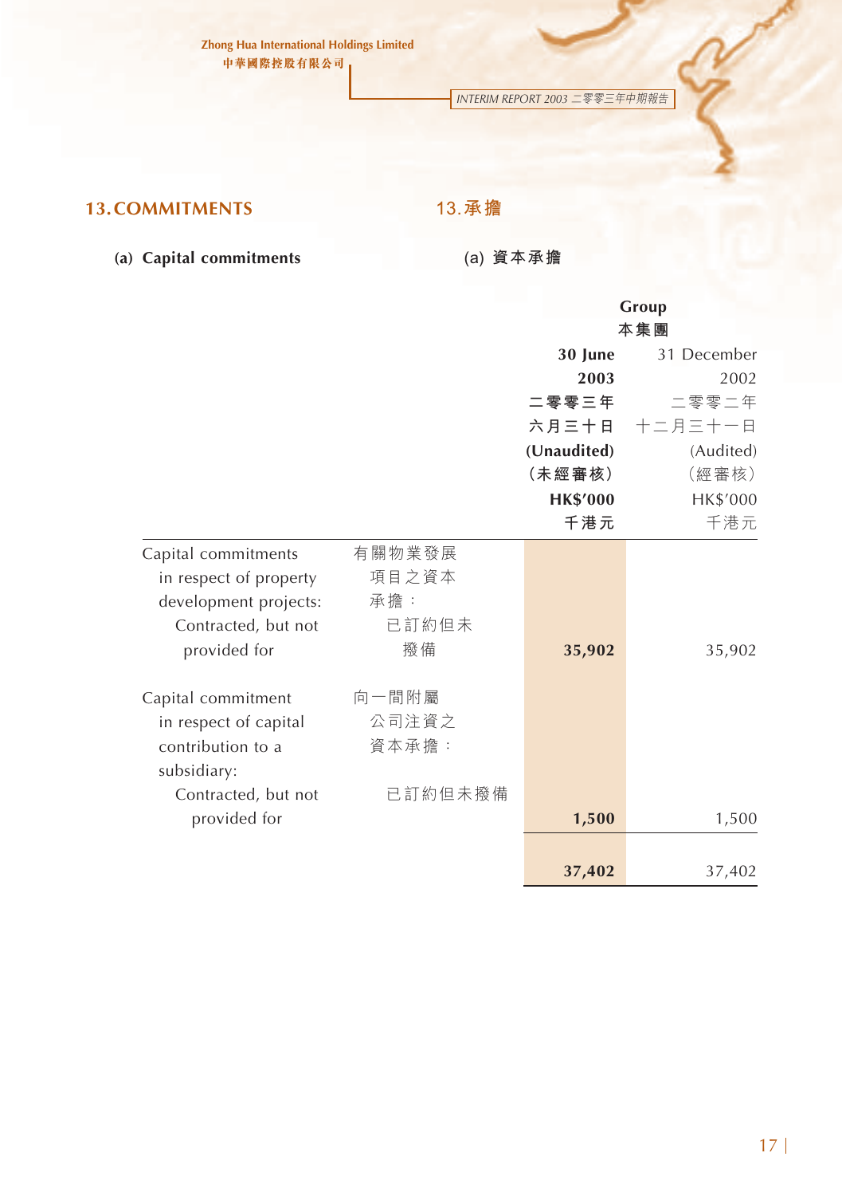## 13. COMMITMENTS

## 13.承擔

### (a) Capital commitments

### (a) 資本承擔

| | | Group 本集團 | |
|---|---|---|---|
| | | **30 June 2003 二零零三年六月三十日 (Unaudited) (未經審核) HK$'000 千港元** | 31 December 2002 二零零二年十二月三十一日 (Audited) (經審核) HK$'000 千港元 |
| Capital commitments in respect of property development projects: Contracted, but not provided for | 有關物業發展項目之資本承擔：已訂約但未撥備 | **35,902** | 35,902 |
| Capital commitment in respect of capital contribution to a subsidiary: Contracted, but not provided for | 向一間附屬公司注資之資本承擔：已訂約但未撥備 | **1,500** | 1,500 |
| | | **37,402** | 37,402 |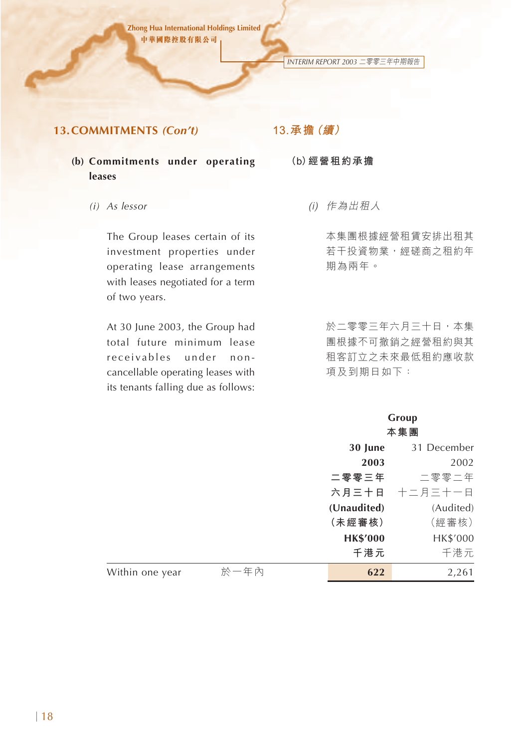## 13. COMMITMENTS *(Con't)* 13. 承擔（續）

### (b) Commitments under operating leases (b) 經營租約承擔

*(i) As lessor* *(i) 作為出租人*

The Group leases certain of its investment properties under operating lease arrangements with leases negotiated for a term of two years.

本集團根據經營租賃安排出租其若干投資物業，經磋商之租約年期為兩年。

At 30 June 2003, the Group had total future minimum lease receivables under non-cancellable operating leases with its tenants falling due as follows:

於二零零三年六月三十日，本集團根據不可撤銷之經營租約與其租客訂立之未來最低租約應收款項及到期日如下：

| | | Group 本集團 | |
|---|---|---|---|
| | | **30 June 2003 二零零三年六月三十日 (Unaudited) (未經審核) HK$'000 千港元** | 31 December 2002 二零零二年十二月三十一日 (Audited) (經審核) HK$'000 千港元 |
| Within one year | 於一年內 | **622** | 2,261 |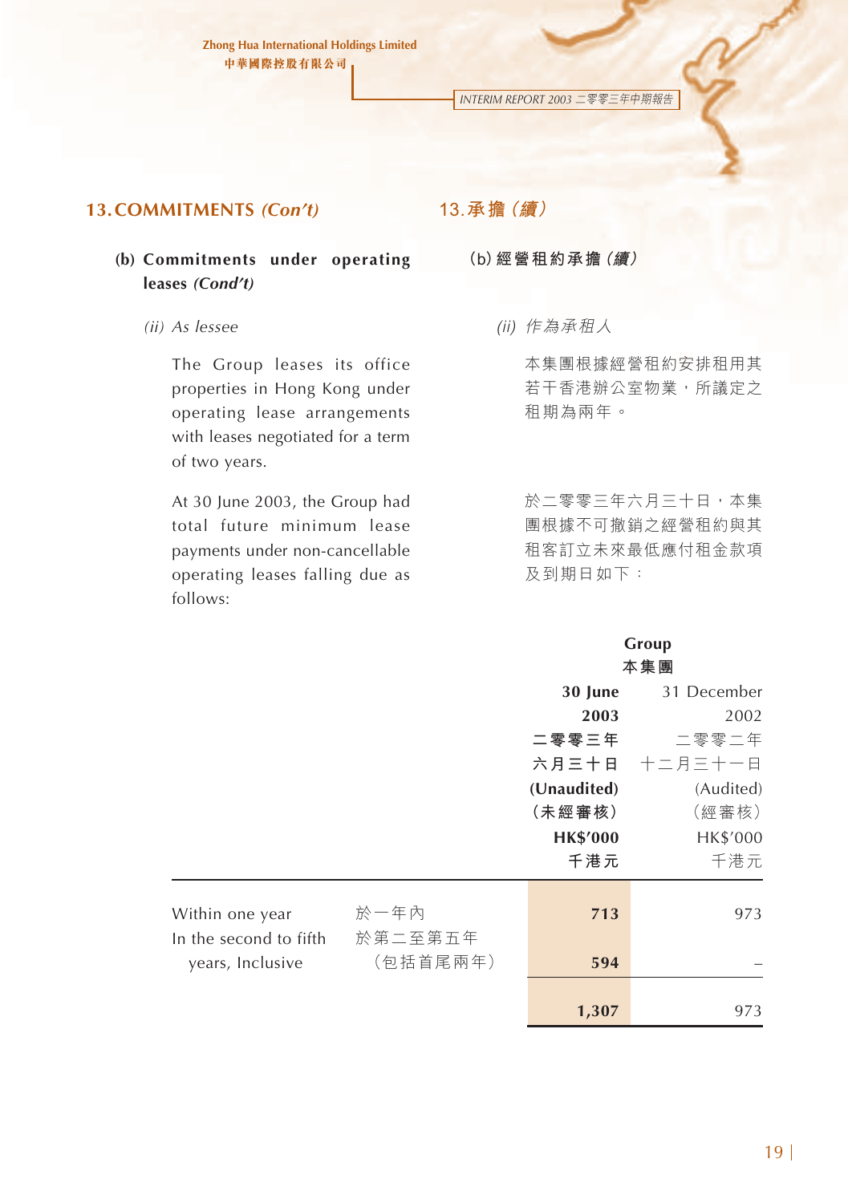## 13. COMMITMENTS *(Con't)*

## 13. 承擔 *(續)*

### (b) Commitments under operating leases *(Cond't)*

### (b) 經營租約承擔 *(續)*

*(ii) As lessee*

*(ii) 作為承租人*

The Group leases its office properties in Hong Kong under operating lease arrangements with leases negotiated for a term of two years.

本集團根據經營租約安排租用其若干香港辦公室物業，所議定之租期為兩年。

At 30 June 2003, the Group had total future minimum lease payments under non-cancellable operating leases falling due as follows:

於二零零三年六月三十日，本集團根據不可撤銷之經營租約與其租客訂立未來最低應付租金款項及到期日如下：

| | | Group 本集團 | |
|---|---|---|---|
| | | **30 June 2003 二零零三年六月三十日 (Unaudited) (未經審核) HK$'000 千港元** | 31 December 2002 二零零二年十二月三十一日 (Audited) (經審核) HK$'000 千港元 |
| Within one year | 於一年內 | **713** | 973 |
| In the second to fifth years, Inclusive | 於第二至第五年（包括首尾兩年） | **594** | – |
| | | **1,307** | 973 |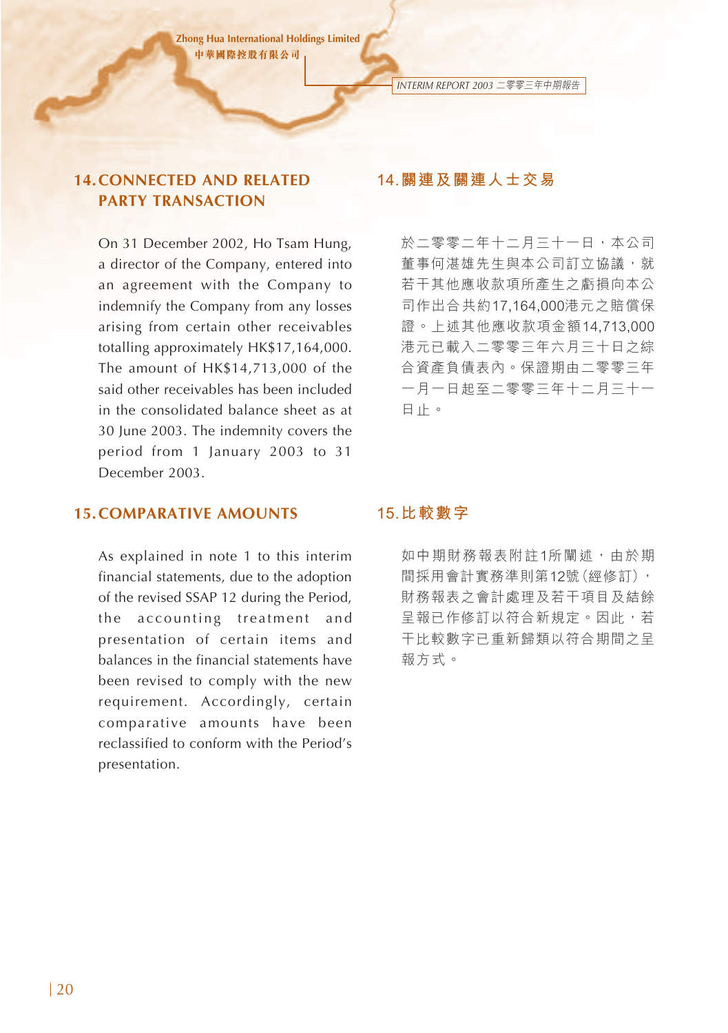## 14. CONNECTED AND RELATED PARTY TRANSACTION

On 31 December 2002, Ho Tsam Hung, a director of the Company, entered into an agreement with the Company to indemnify the Company from any losses arising from certain other receivables totalling approximately HK$17,164,000. The amount of HK$14,713,000 of the said other receivables has been included in the consolidated balance sheet as at 30 June 2003. The indemnity covers the period from 1 January 2003 to 31 December 2003.

## 14. 關連及關連人士交易

於二零零二年十二月三十一日，本公司董事何湛雄先生與本公司訂立協議，就若干其他應收款項所產生之虧損向本公司作出合共約17,164,000港元之賠償保證。上述其他應收款項金額14,713,000港元已載入二零零三年六月三十日之綜合資產負債表內。保證期由二零零三年一月一日起至二零零三年十二月三十一日止。

## 15. COMPARATIVE AMOUNTS

As explained in note 1 to this interim financial statements, due to the adoption of the revised SSAP 12 during the Period, the accounting treatment and presentation of certain items and balances in the financial statements have been revised to comply with the new requirement. Accordingly, certain comparative amounts have been reclassified to conform with the Period's presentation.

## 15. 比較數字

如中期財務報表附註1所闡述，由於期間採用會計實務準則第12號(經修訂)，財務報表之會計處理及若干項目及結餘呈報已作修訂以符合新規定。因此，若干比較數字已重新歸類以符合期間之呈報方式。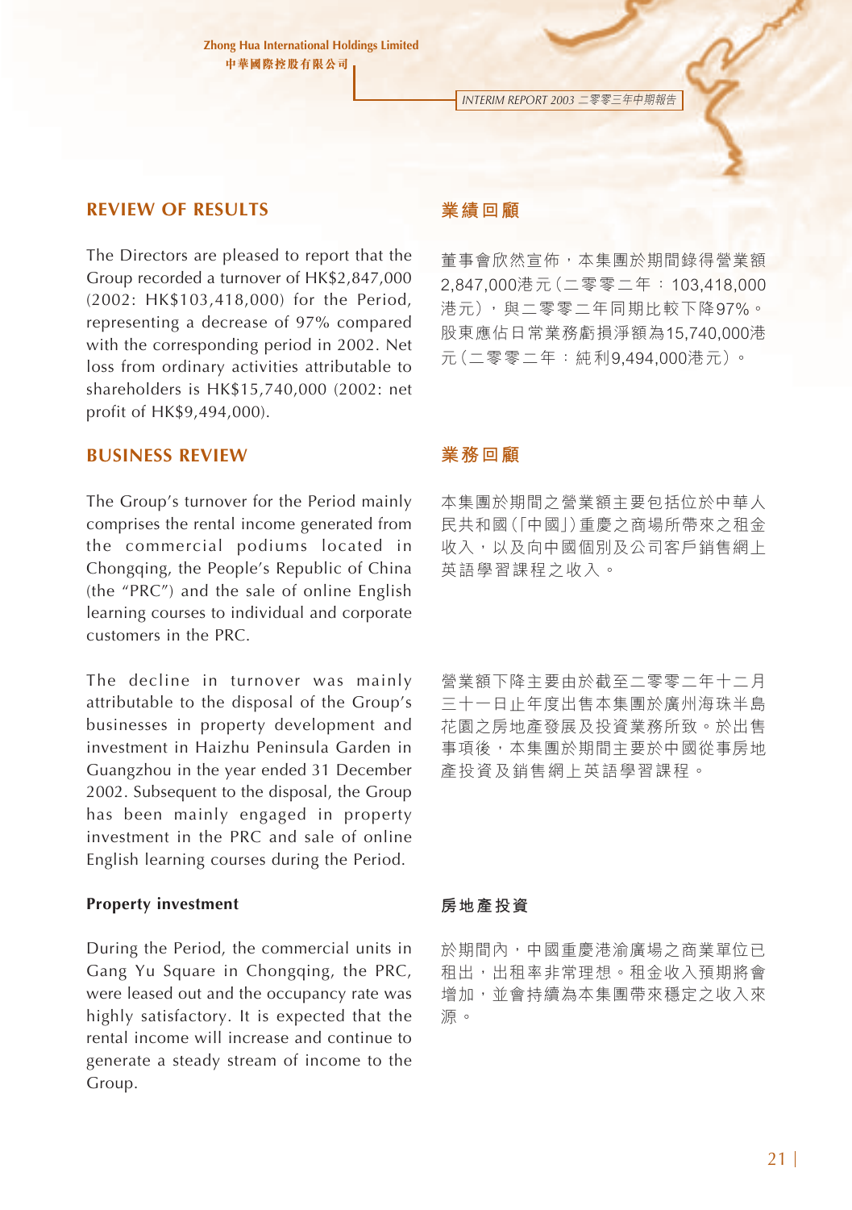## REVIEW OF RESULTS

The Directors are pleased to report that the Group recorded a turnover of HK$2,847,000 (2002: HK$103,418,000) for the Period, representing a decrease of 97% compared with the corresponding period in 2002. Net loss from ordinary activities attributable to shareholders is HK$15,740,000 (2002: net profit of HK$9,494,000).

## 業績回顧

董事會欣然宣佈，本集團於期間錄得營業額2,847,000港元（二零零二年：103,418,000港元），與二零零二年同期比較下降97%。股東應佔日常業務虧損淨額為15,740,000港元（二零零二年：純利9,494,000港元）。

## BUSINESS REVIEW

The Group's turnover for the Period mainly comprises the rental income generated from the commercial podiums located in Chongqing, the People's Republic of China (the "PRC") and the sale of online English learning courses to individual and corporate customers in the PRC.

The decline in turnover was mainly attributable to the disposal of the Group's businesses in property development and investment in Haizhu Peninsula Garden in Guangzhou in the year ended 31 December 2002. Subsequent to the disposal, the Group has been mainly engaged in property investment in the PRC and sale of online English learning courses during the Period.

## 業務回顧

本集團於期間之營業額主要包括位於中華人民共和國（「中國」）重慶之商場所帶來之租金收入，以及向中國個別及公司客戶銷售網上英語學習課程之收入。

營業額下降主要由於截至二零零二年十二月三十一日止年度出售本集團於廣州海珠半島花園之房地產發展及投資業務所致。於出售事項後，本集團於期間主要於中國從事房地產投資及銷售網上英語學習課程。

### Property investment

During the Period, the commercial units in Gang Yu Square in Chongqing, the PRC, were leased out and the occupancy rate was highly satisfactory. It is expected that the rental income will increase and continue to generate a steady stream of income to the Group.

### 房地產投資

於期間內，中國重慶港渝廣場之商業單位已租出，出租率非常理想。租金收入預期將會增加，並會持續為本集團帶來穩定之收入來源。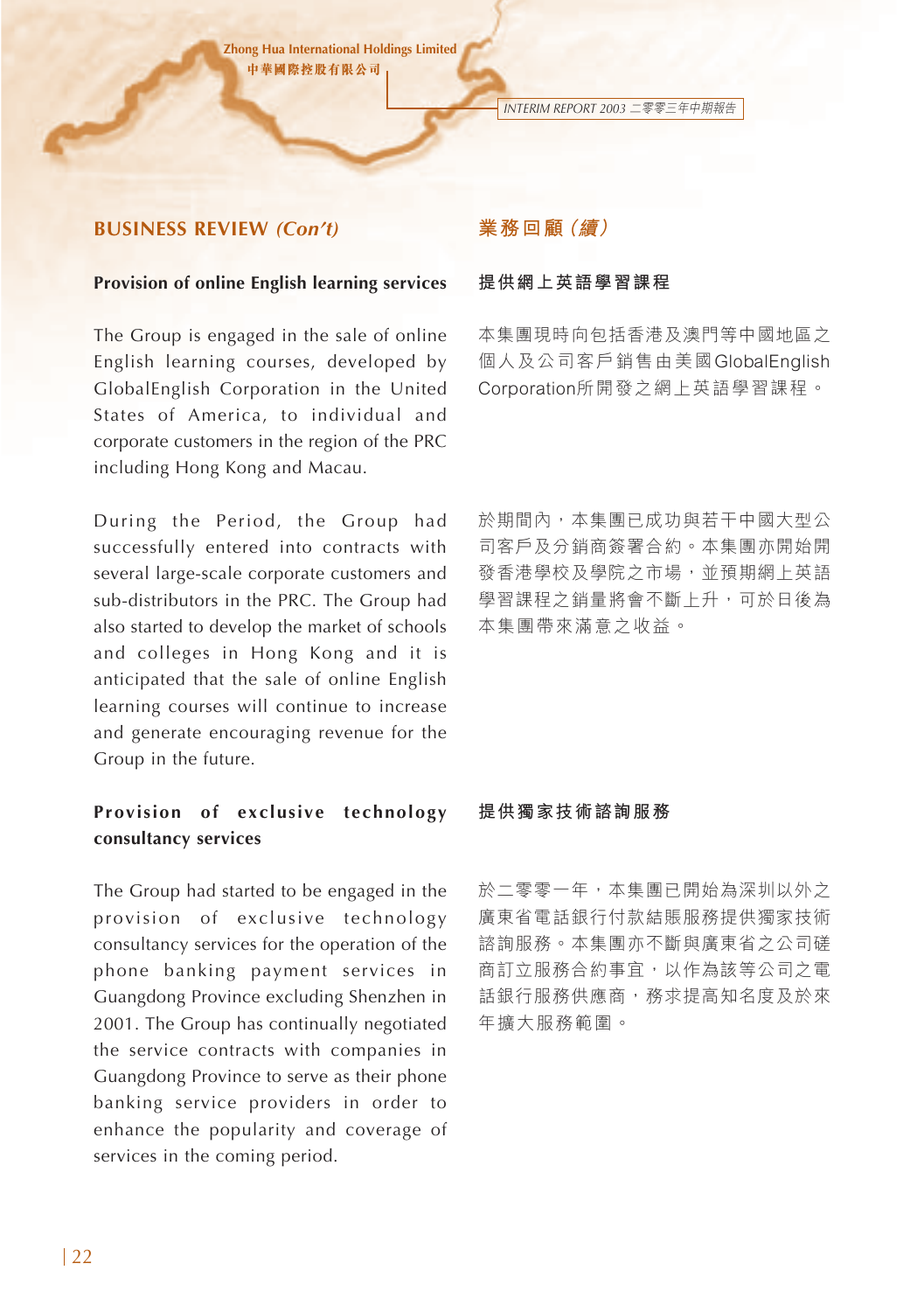## BUSINESS REVIEW *(Con't)*

### Provision of online English learning services

The Group is engaged in the sale of online English learning courses, developed by GlobalEnglish Corporation in the United States of America, to individual and corporate customers in the region of the PRC including Hong Kong and Macau.

During the Period, the Group had successfully entered into contracts with several large-scale corporate customers and sub-distributors in the PRC. The Group had also started to develop the market of schools and colleges in Hong Kong and it is anticipated that the sale of online English learning courses will continue to increase and generate encouraging revenue for the Group in the future.

### Provision of exclusive technology consultancy services

The Group had started to be engaged in the provision of exclusive technology consultancy services for the operation of the phone banking payment services in Guangdong Province excluding Shenzhen in 2001. The Group has continually negotiated the service contracts with companies in Guangdong Province to serve as their phone banking service providers in order to enhance the popularity and coverage of services in the coming period.

## 業務回顧（續）

### 提供網上英語學習課程

本集團現時向包括香港及澳門等中國地區之個人及公司客戶銷售由美國GlobalEnglish Corporation所開發之網上英語學習課程。

於期間內，本集團已成功與若干中國大型公司客戶及分銷商簽署合約。本集團亦開始開發香港學校及學院之市場，並預期網上英語學習課程之銷量將會不斷上升，可於日後為本集團帶來滿意之收益。

### 提供獨家技術諮詢服務

於二零零一年，本集團已開始為深圳以外之廣東省電話銀行付款結賬服務提供獨家技術諮詢服務。本集團亦不斷與廣東省之公司磋商訂立服務合約事宜，以作為該等公司之電話銀行服務供應商，務求提高知名度及於來年擴大服務範圍。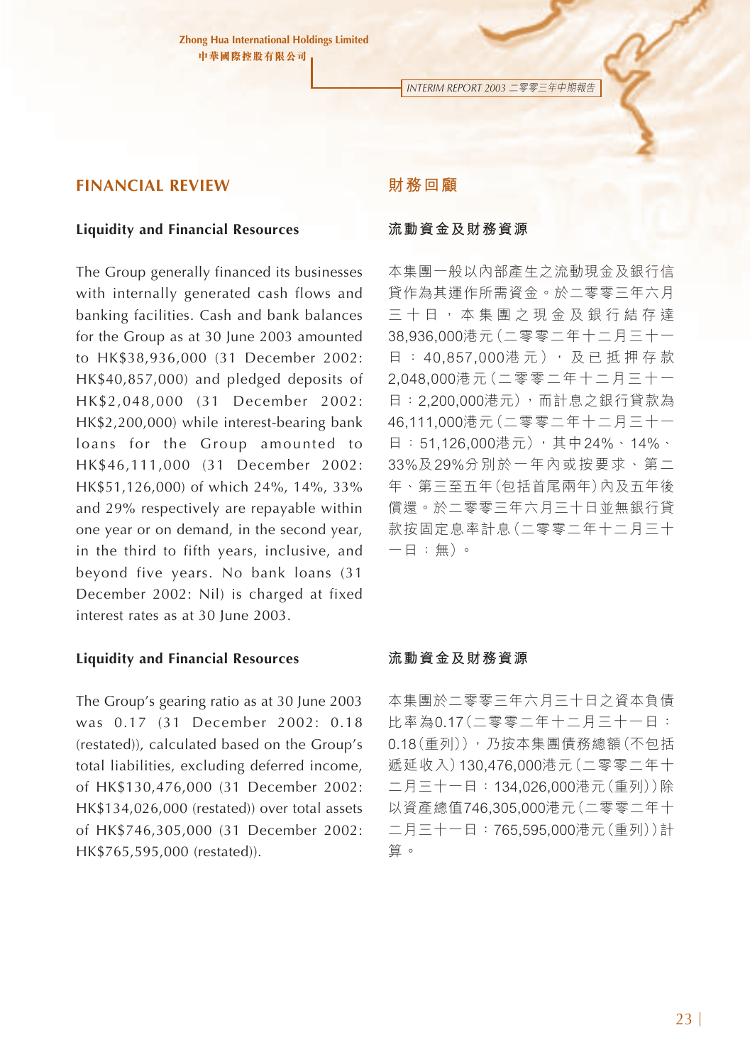## FINANCIAL REVIEW

### Liquidity and Financial Resources

The Group generally financed its businesses with internally generated cash flows and banking facilities. Cash and bank balances for the Group as at 30 June 2003 amounted to HK$38,936,000 (31 December 2002: HK$40,857,000) and pledged deposits of HK$2,048,000 (31 December 2002: HK$2,200,000) while interest-bearing bank loans for the Group amounted to HK$46,111,000 (31 December 2002: HK$51,126,000) of which 24%, 14%, 33% and 29% respectively are repayable within one year or on demand, in the second year, in the third to fifth years, inclusive, and beyond five years. No bank loans (31 December 2002: Nil) is charged at fixed interest rates as at 30 June 2003.

### Liquidity and Financial Resources

The Group's gearing ratio as at 30 June 2003 was 0.17 (31 December 2002: 0.18 (restated)), calculated based on the Group's total liabilities, excluding deferred income, of HK$130,476,000 (31 December 2002: HK$134,026,000 (restated)) over total assets of HK$746,305,000 (31 December 2002: HK$765,595,000 (restated)).

## 財務回顧

### 流動資金及財務資源

本集團一般以內部產生之流動現金及銀行信貸作為其運作所需資金。於二零零三年六月三十日，本集團之現金及銀行結存達38,936,000港元（二零零二年十二月三十一日：40,857,000港元），及已抵押存款2,048,000港元（二零零二年十二月三十一日：2,200,000港元），而計息之銀行貸款為46,111,000港元（二零零二年十二月三十一日：51,126,000港元），其中24%、14%、33%及29%分別於一年內或按要求、第二年、第三至五年（包括首尾兩年）內及五年後償還。於二零零三年六月三十日並無銀行貸款按固定息率計息（二零零二年十二月三十一日：無）。

### 流動資金及財務資源

本集團於二零零三年六月三十日之資本負債比率為0.17（二零零二年十二月三十一日：0.18（重列）），乃按本集團債務總額（不包括遞延收入）130,476,000港元（二零零二年十二月三十一日：134,026,000港元（重列））除以資產總值746,305,000港元（二零零二年十二月三十一日：765,595,000港元（重列））計算。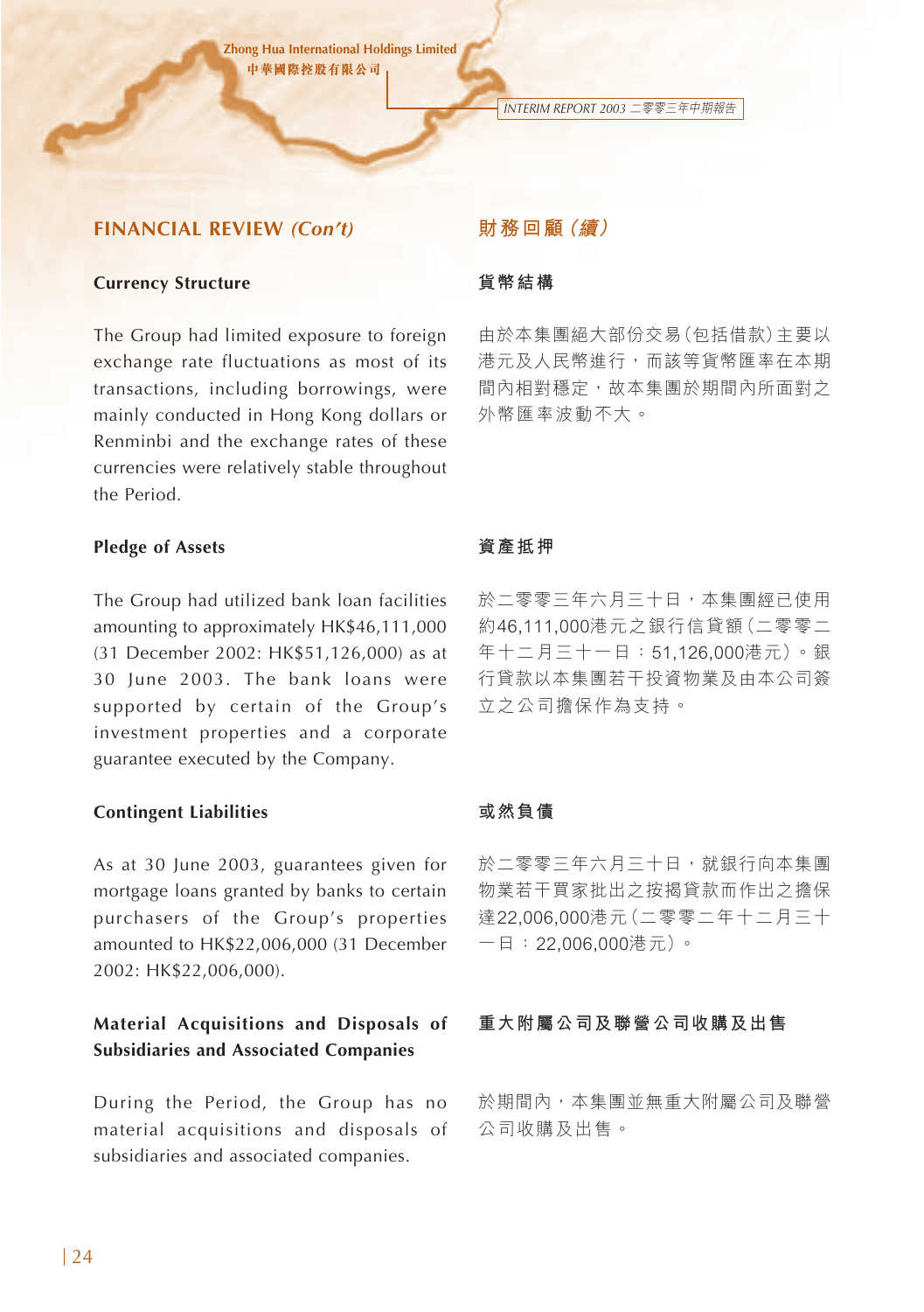## FINANCIAL REVIEW *(Con't)*

### Currency Structure

The Group had limited exposure to foreign exchange rate fluctuations as most of its transactions, including borrowings, were mainly conducted in Hong Kong dollars or Renminbi and the exchange rates of these currencies were relatively stable throughout the Period.

### Pledge of Assets

The Group had utilized bank loan facilities amounting to approximately HK$46,111,000 (31 December 2002: HK$51,126,000) as at 30 June 2003. The bank loans were supported by certain of the Group's investment properties and a corporate guarantee executed by the Company.

### Contingent Liabilities

As at 30 June 2003, guarantees given for mortgage loans granted by banks to certain purchasers of the Group's properties amounted to HK$22,006,000 (31 December 2002: HK$22,006,000).

### Material Acquisitions and Disposals of Subsidiaries and Associated Companies

During the Period, the Group has no material acquisitions and disposals of subsidiaries and associated companies.

## 財務回顧(續)

### 貨幣結構

由於本集團絕大部份交易(包括借款)主要以港元及人民幣進行，而該等貨幣匯率在本期間內相對穩定，故本集團於期間內所面對之外幣匯率波動不大。

### 資產抵押

於二零零三年六月三十日，本集團經已使用約46,111,000港元之銀行信貸額(二零零二年十二月三十一日：51,126,000港元)。銀行貸款以本集團若干投資物業及由本公司簽立之公司擔保作為支持。

### 或然負債

於二零零三年六月三十日，就銀行向本集團物業若干買家批出之按揭貸款而作出之擔保達22,006,000港元(二零零二年十二月三十一日：22,006,000港元)。

### 重大附屬公司及聯營公司收購及出售

於期間內，本集團並無重大附屬公司及聯營公司收購及出售。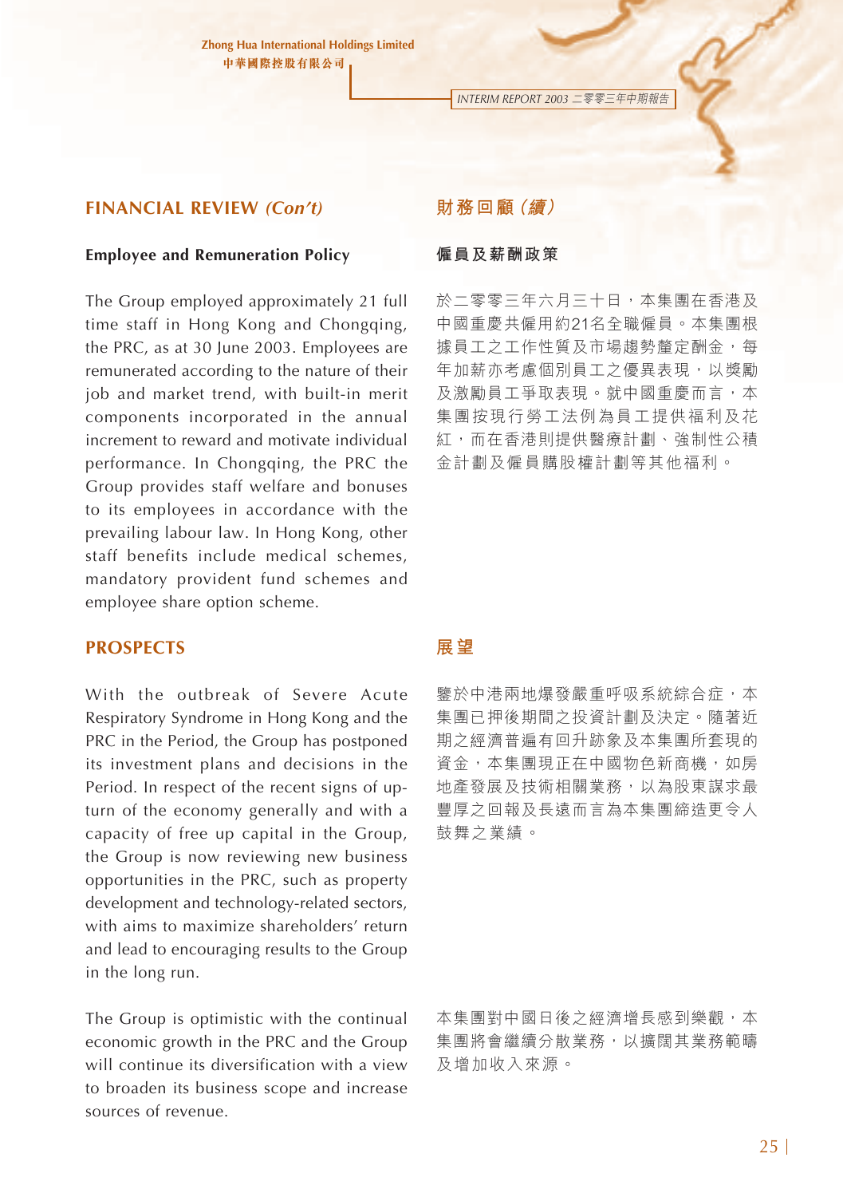## FINANCIAL REVIEW *(Con't)*

### Employee and Remuneration Policy

The Group employed approximately 21 full time staff in Hong Kong and Chongqing, the PRC, as at 30 June 2003. Employees are remunerated according to the nature of their job and market trend, with built-in merit components incorporated in the annual increment to reward and motivate individual performance. In Chongqing, the PRC the Group provides staff welfare and bonuses to its employees in accordance with the prevailing labour law. In Hong Kong, other staff benefits include medical schemes, mandatory provident fund schemes and employee share option scheme.

## PROSPECTS

With the outbreak of Severe Acute Respiratory Syndrome in Hong Kong and the PRC in the Period, the Group has postponed its investment plans and decisions in the Period. In respect of the recent signs of up-turn of the economy generally and with a capacity of free up capital in the Group, the Group is now reviewing new business opportunities in the PRC, such as property development and technology-related sectors, with aims to maximize shareholders' return and lead to encouraging results to the Group in the long run.

The Group is optimistic with the continual economic growth in the PRC and the Group will continue its diversification with a view to broaden its business scope and increase sources of revenue.

## 財務回顧（續）

### 僱員及薪酬政策

於二零零三年六月三十日，本集團在香港及中國重慶共僱用約21名全職僱員。本集團根據員工之工作性質及市場趨勢釐定酬金，每年加薪亦考慮個別員工之優異表現，以獎勵及激勵員工爭取表現。就中國重慶而言，本集團按現行勞工法例為員工提供福利及花紅，而在香港則提供醫療計劃、強制性公積金計劃及僱員購股權計劃等其他福利。

## 展望

鑒於中港兩地爆發嚴重呼吸系統綜合症，本集團已押後期間之投資計劃及決定。隨著近期之經濟普遍有回升跡象及本集團所套現的資金，本集團現正在中國物色新商機，如房地產發展及技術相關業務，以為股東謀求最豐厚之回報及長遠而言為本集團締造更令人鼓舞之業績。

本集團對中國日後之經濟增長感到樂觀，本集團將會繼續分散業務，以擴闊其業務範疇及增加收入來源。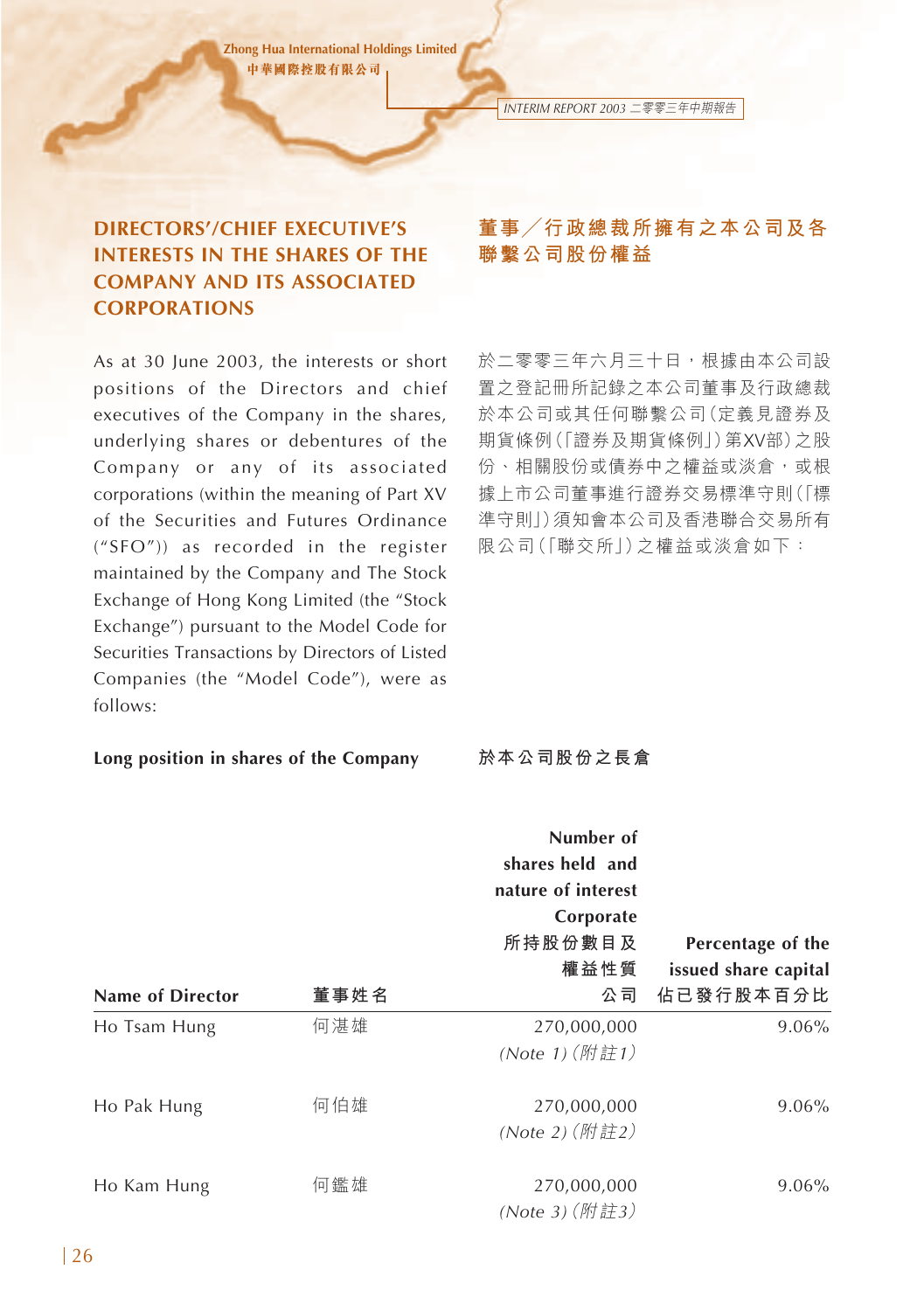## DIRECTORS'/CHIEF EXECUTIVE'S INTERESTS IN THE SHARES OF THE COMPANY AND ITS ASSOCIATED CORPORATIONS

## 董事╱行政總裁所擁有之本公司及各聯繫公司股份權益

As at 30 June 2003, the interests or short positions of the Directors and chief executives of the Company in the shares, underlying shares or debentures of the Company or any of its associated corporations (within the meaning of Part XV of the Securities and Futures Ordinance ("SFO")) as recorded in the register maintained by the Company and The Stock Exchange of Hong Kong Limited (the "Stock Exchange") pursuant to the Model Code for Securities Transactions by Directors of Listed Companies (the "Model Code"), were as follows:

於二零零三年六月三十日，根據由本公司設置之登記冊所記錄之本公司董事及行政總裁於本公司或其任何聯繫公司（定義見證券及期貨條例（「證券及期貨條例」）第XV部）之股份、相關股份或債券中之權益或淡倉，或根據上市公司董事進行證券交易標準守則（「標準守則」）須知會本公司及香港聯合交易所有限公司（「聯交所」）之權益或淡倉如下：

**Long position in shares of the Company**

**於本公司股份之長倉**

| Name of Director | 董事姓名 | Number of shares held and nature of interest Corporate 所持股份數目及權益性質 公司 | Percentage of the issued share capital 佔已發行股本百分比 |
|---|---|---|---|
| Ho Tsam Hung | 何湛雄 | 270,000,000 *(Note 1)（附註1）* | 9.06% |
| Ho Pak Hung | 何伯雄 | 270,000,000 *(Note 2)（附註2）* | 9.06% |
| Ho Kam Hung | 何鑑雄 | 270,000,000 *(Note 3)（附註3）* | 9.06% |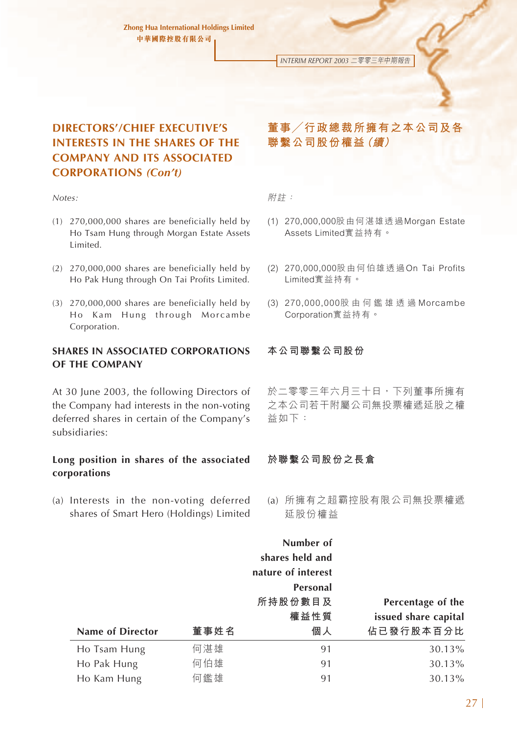## DIRECTORS'/CHIEF EXECUTIVE'S INTERESTS IN THE SHARES OF THE COMPANY AND ITS ASSOCIATED CORPORATIONS *(Con't)*

## 董事／行政總裁所擁有之本公司及各聯繫公司股份權益（續）

*Notes:*

(1) 270,000,000 shares are beneficially held by Ho Tsam Hung through Morgan Estate Assets Limited.

(2) 270,000,000 shares are beneficially held by Ho Pak Hung through On Tai Profits Limited.

(3) 270,000,000 shares are beneficially held by Ho Kam Hung through Morcambe Corporation.

*附註：*

(1) 270,000,000股由何湛雄透過Morgan Estate Assets Limited實益持有。

(2) 270,000,000股由何伯雄透過On Tai Profits Limited實益持有。

(3) 270,000,000股由何鑑雄透過Morcambe Corporation實益持有。

### SHARES IN ASSOCIATED CORPORATIONS OF THE COMPANY

### 本公司聯繫公司股份

At 30 June 2003, the following Directors of the Company had interests in the non-voting deferred shares in certain of the Company's subsidiaries:

於二零零三年六月三十日，下列董事所擁有之本公司若干附屬公司無投票權遞延股之權益如下：

#### Long position in shares of the associated corporations

#### 於聯繫公司股份之長倉

(a) Interests in the non-voting deferred shares of Smart Hero (Holdings) Limited

(a) 所擁有之超霸控股有限公司無投票權遞延股份權益

| Name of Director | 董事姓名 | Number of shares held and nature of interest Personal 所持股份數目及權益性質 個人 | Percentage of the issued share capital 佔已發行股本百分比 |
|---|---|---|---|
| Ho Tsam Hung | 何湛雄 | 91 | 30.13% |
| Ho Pak Hung | 何伯雄 | 91 | 30.13% |
| Ho Kam Hung | 何鑑雄 | 91 | 30.13% |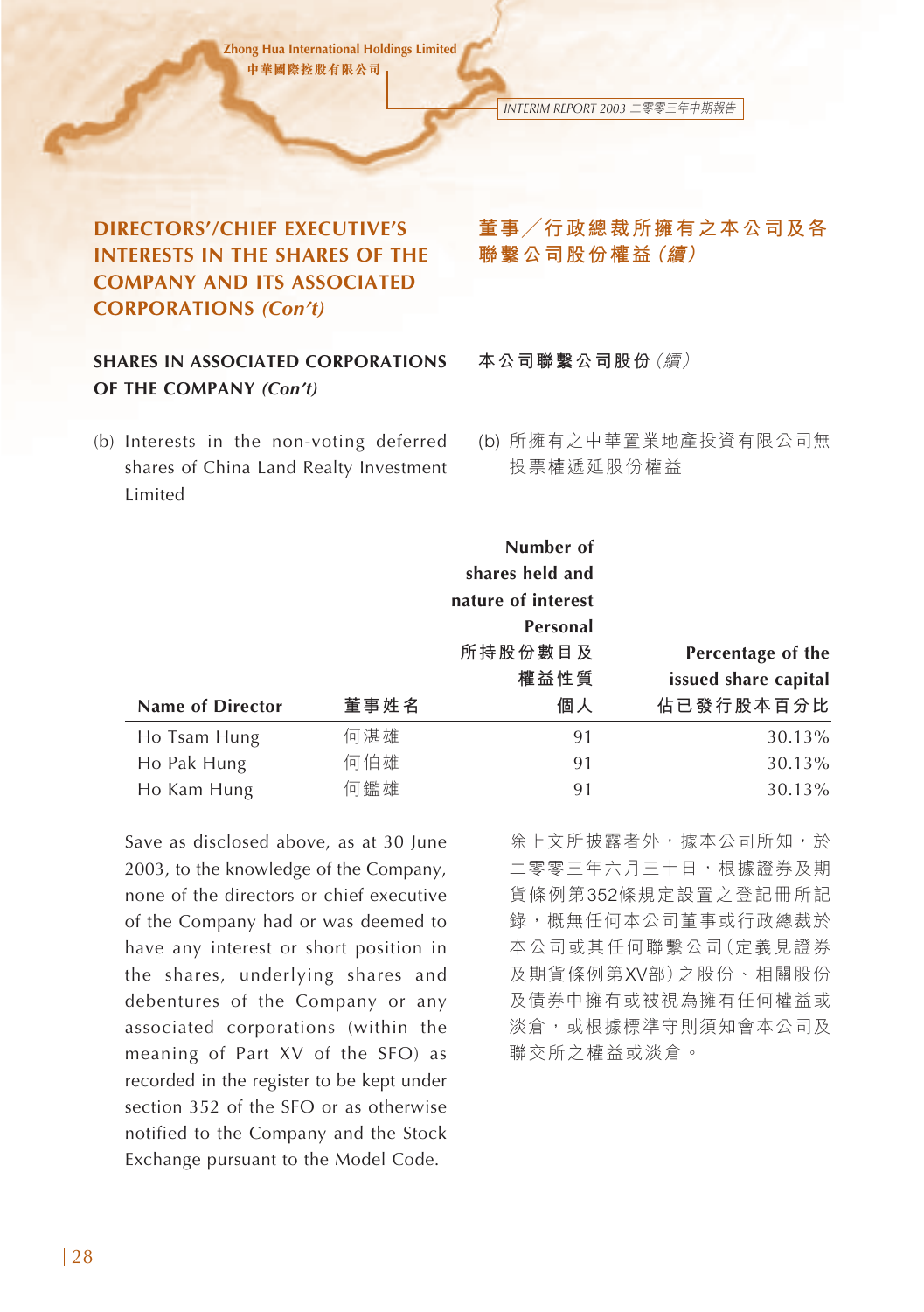## DIRECTORS'/CHIEF EXECUTIVE'S INTERESTS IN THE SHARES OF THE COMPANY AND ITS ASSOCIATED CORPORATIONS *(Con't)*

## 董事／行政總裁所擁有之本公司及各聯繫公司股份權益（續）

### SHARES IN ASSOCIATED CORPORATIONS OF THE COMPANY *(Con't)*

### 本公司聯繫公司股份（續）

(b) Interests in the non-voting deferred shares of China Land Realty Investment Limited

(b) 所擁有之中華置業地產投資有限公司無投票權遞延股份權益

| Name of Director | 董事姓名 | Number of shares held and nature of interest Personal 所持股份數目及權益性質 個人 | Percentage of the issued share capital 佔已發行股本百分比 |
|---|---|---|---|
| Ho Tsam Hung | 何湛雄 | 91 | 30.13% |
| Ho Pak Hung | 何伯雄 | 91 | 30.13% |
| Ho Kam Hung | 何鑑雄 | 91 | 30.13% |

Save as disclosed above, as at 30 June 2003, to the knowledge of the Company, none of the directors or chief executive of the Company had or was deemed to have any interest or short position in the shares, underlying shares and debentures of the Company or any associated corporations (within the meaning of Part XV of the SFO) as recorded in the register to be kept under section 352 of the SFO or as otherwise notified to the Company and the Stock Exchange pursuant to the Model Code.

除上文所披露者外，據本公司所知，於二零零三年六月三十日，根據證券及期貨條例第352條規定設置之登記冊所記錄，概無任何本公司董事或行政總裁於本公司或其任何聯繫公司（定義見證券及期貨條例第XV部）之股份、相關股份及債券中擁有或被視為擁有任何權益或淡倉，或根據標準守則須知會本公司及聯交所之權益或淡倉。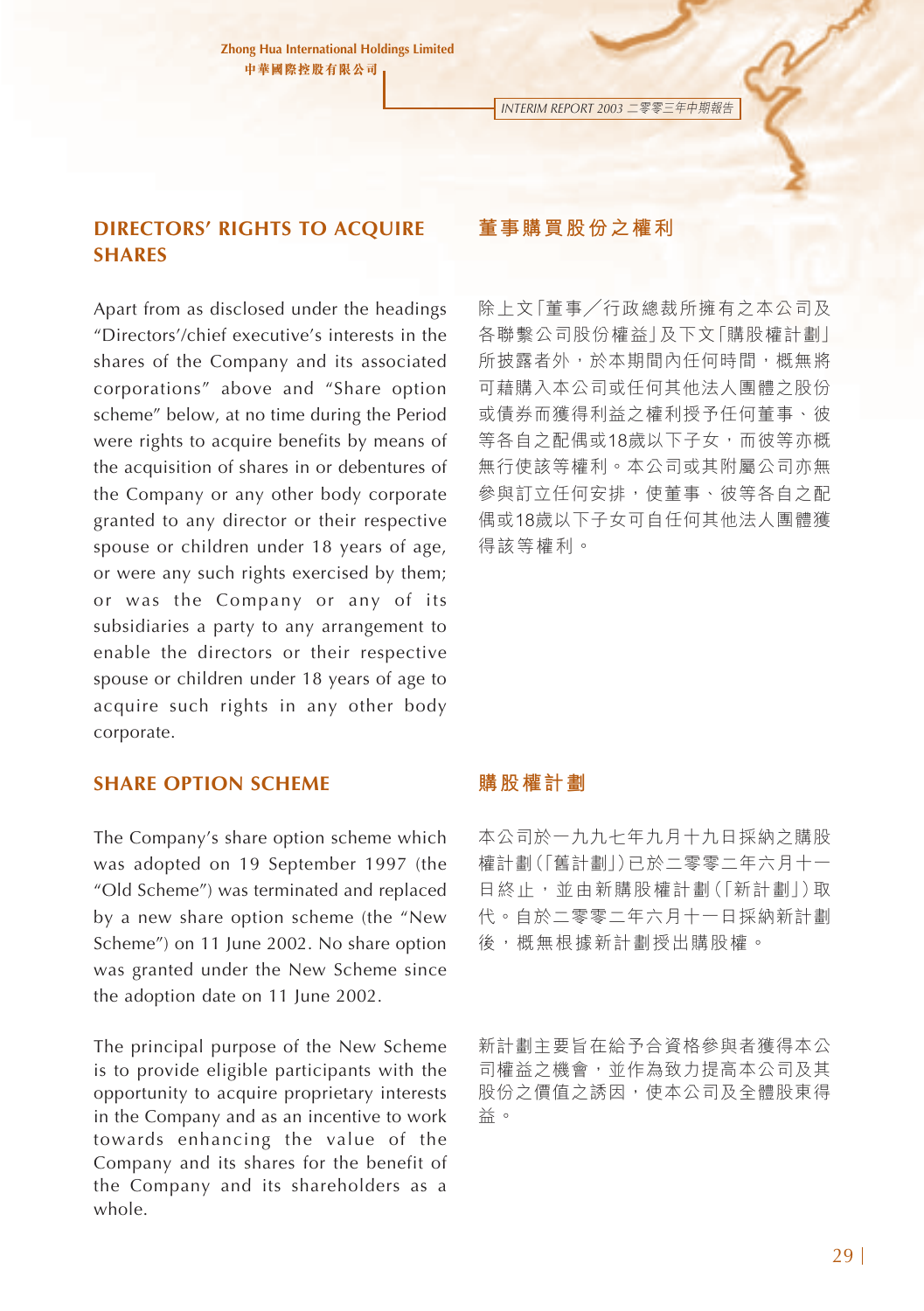## DIRECTORS' RIGHTS TO ACQUIRE SHARES

Apart from as disclosed under the headings "Directors'/chief executive's interests in the shares of the Company and its associated corporations" above and "Share option scheme" below, at no time during the Period were rights to acquire benefits by means of the acquisition of shares in or debentures of the Company or any other body corporate granted to any director or their respective spouse or children under 18 years of age, or were any such rights exercised by them; or was the Company or any of its subsidiaries a party to any arrangement to enable the directors or their respective spouse or children under 18 years of age to acquire such rights in any other body corporate.

## 董事購買股份之權利

除上文「董事／行政總裁所擁有之本公司及各聯繫公司股份權益」及下文「購股權計劃」所披露者外，於本期間內任何時間，概無將可藉購入本公司或任何其他法人團體之股份或債券而獲得利益之權利授予任何董事、彼等各自之配偶或18歲以下子女，而彼等亦概無行使該等權利。本公司或其附屬公司亦無參與訂立任何安排，使董事、彼等各自之配偶或18歲以下子女可自任何其他法人團體獲得該等權利。

## SHARE OPTION SCHEME

The Company's share option scheme which was adopted on 19 September 1997 (the "Old Scheme") was terminated and replaced by a new share option scheme (the "New Scheme") on 11 June 2002. No share option was granted under the New Scheme since the adoption date on 11 June 2002.

The principal purpose of the New Scheme is to provide eligible participants with the opportunity to acquire proprietary interests in the Company and as an incentive to work towards enhancing the value of the Company and its shares for the benefit of the Company and its shareholders as a whole.

## 購股權計劃

本公司於一九九七年九月十九日採納之購股權計劃（「舊計劃」）已於二零零二年六月十一日終止，並由新購股權計劃（「新計劃」）取代。自於二零零二年六月十一日採納新計劃後，概無根據新計劃授出購股權。

新計劃主要旨在給予合資格參與者獲得本公司權益之機會，並作為致力提高本公司及其股份之價值之誘因，使本公司及全體股東得益。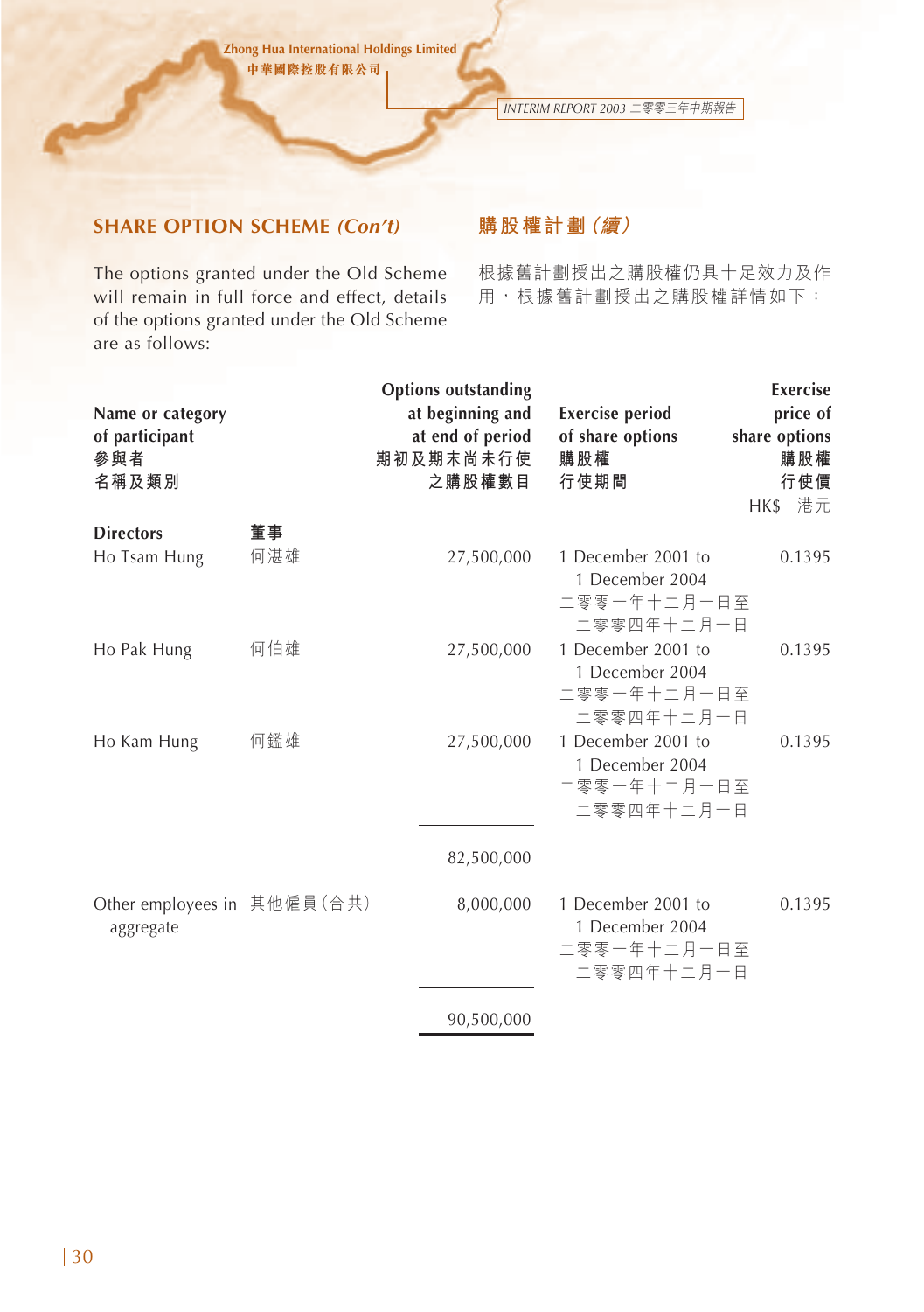## SHARE OPTION SCHEME *(Con't)*

## 購股權計劃（續）

The options granted under the Old Scheme will remain in full force and effect, details of the options granted under the Old Scheme are as follows:

根據舊計劃授出之購股權仍具十足效力及作用，根據舊計劃授出之購股權詳情如下：

| Name or category of participant 參與者名稱及類別 | | Options outstanding at beginning and at end of period 期初及期末尚未行使之購股權數目 | Exercise period of share options 購股權行使期間 | Exercise price of share options 購股權行使價 HK$ 港元 |
|---|---|---|---|---|
| **Directors** | **董事** | | | |
| Ho Tsam Hung | 何湛雄 | 27,500,000 | 1 December 2001 to 1 December 2004 二零零一年十二月一日至二零零四年十二月一日 | 0.1395 |
| Ho Pak Hung | 何伯雄 | 27,500,000 | 1 December 2001 to 1 December 2004 二零零一年十二月一日至二零零四年十二月一日 | 0.1395 |
| Ho Kam Hung | 何鑑雄 | 27,500,000 | 1 December 2001 to 1 December 2004 二零零一年十二月一日至二零零四年十二月一日 | 0.1395 |
| | | 82,500,000 | | |
| Other employees in aggregate | 其他僱員（合共） | 8,000,000 | 1 December 2001 to 1 December 2004 二零零一年十二月一日至二零零四年十二月一日 | 0.1395 |
| | | 90,500,000 | | |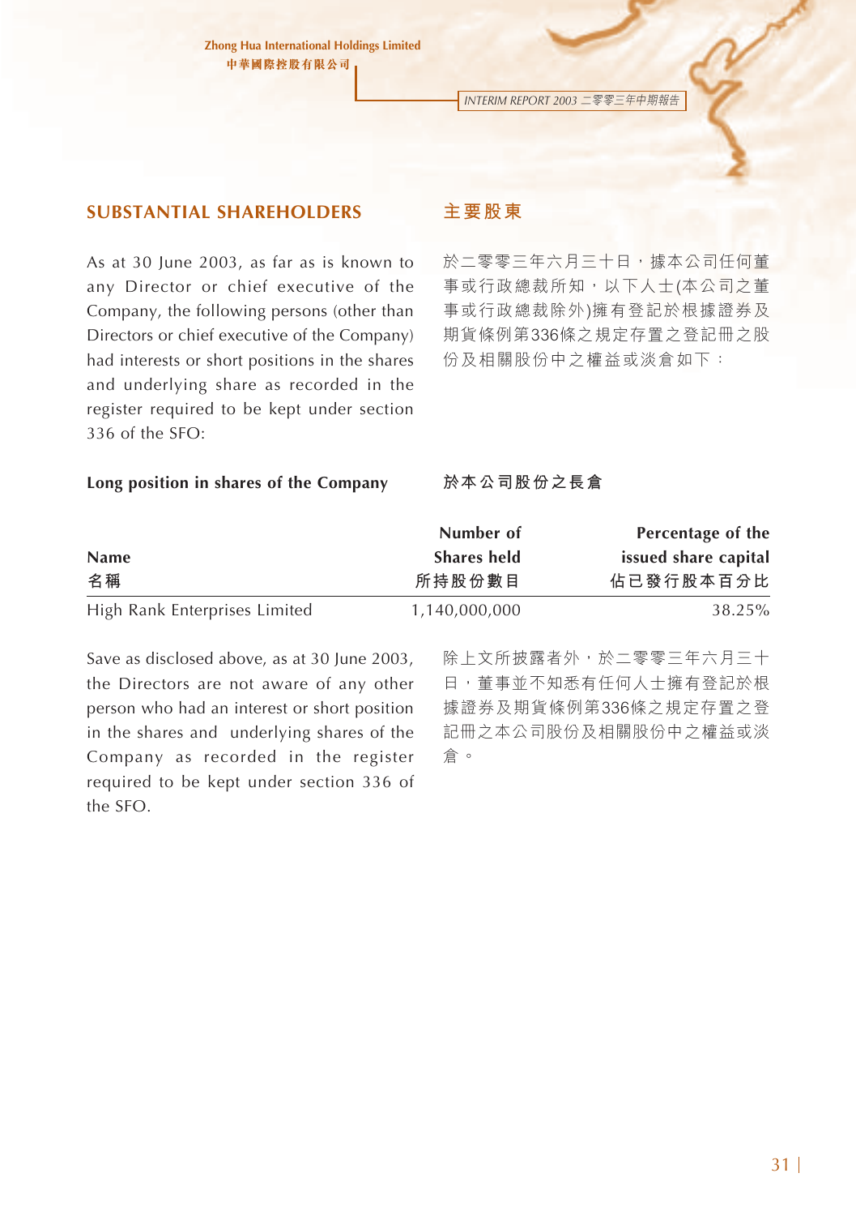## SUBSTANTIAL SHAREHOLDERS

As at 30 June 2003, as far as is known to any Director or chief executive of the Company, the following persons (other than Directors or chief executive of the Company) had interests or short positions in the shares and underlying share as recorded in the register required to be kept under section 336 of the SFO:

## 主要股東

於二零零三年六月三十日，據本公司任何董事或行政總裁所知，以下人士(本公司之董事或行政總裁除外)擁有登記於根據證券及期貨條例第336條之規定存置之登記冊之股份及相關股份中之權益或淡倉如下：

### Long position in shares of the Company

### 於本公司股份之長倉

| Name<br>名稱 | Number of Shares held<br>所持股份數目 | Percentage of the issued share capital<br>佔已發行股本百分比 |
|---|---|---|
| High Rank Enterprises Limited | 1,140,000,000 | 38.25% |

Save as disclosed above, as at 30 June 2003, the Directors are not aware of any other person who had an interest or short position in the shares and underlying shares of the Company as recorded in the register required to be kept under section 336 of the SFO.

除上文所披露者外，於二零零三年六月三十日，董事並不知悉有任何人士擁有登記於根據證券及期貨條例第336條之規定存置之登記冊之本公司股份及相關股份中之權益或淡倉。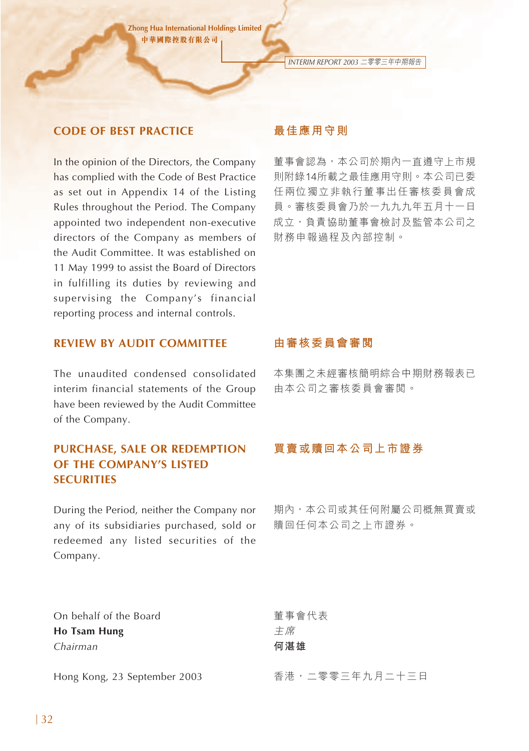## CODE OF BEST PRACTICE

In the opinion of the Directors, the Company has complied with the Code of Best Practice as set out in Appendix 14 of the Listing Rules throughout the Period. The Company appointed two independent non-executive directors of the Company as members of the Audit Committee. It was established on 11 May 1999 to assist the Board of Directors in fulfilling its duties by reviewing and supervising the Company's financial reporting process and internal controls.

## 最佳應用守則

董事會認為，本公司於期內一直遵守上市規則附錄14所載之最佳應用守則。本公司已委任兩位獨立非執行董事出任審核委員會成員。審核委員會乃於一九九九年五月十一日成立，負責協助董事會檢討及監管本公司之財務申報過程及內部控制。

## REVIEW BY AUDIT COMMITTEE

The unaudited condensed consolidated interim financial statements of the Group have been reviewed by the Audit Committee of the Company.

## 由審核委員會審閱

本集團之未經審核簡明綜合中期財務報表已由本公司之審核委員會審閱。

## PURCHASE, SALE OR REDEMPTION OF THE COMPANY'S LISTED SECURITIES

During the Period, neither the Company nor any of its subsidiaries purchased, sold or redeemed any listed securities of the Company.

## 買賣或贖回本公司上市證券

期內，本公司或其任何附屬公司概無買賣或贖回任何本公司之上市證券。

On behalf of the Board
**Ho Tsam Hung**
*Chairman*

Hong Kong, 23 September 2003

董事會代表
*主席*
**何湛雄**

香港，二零零三年九月二十三日